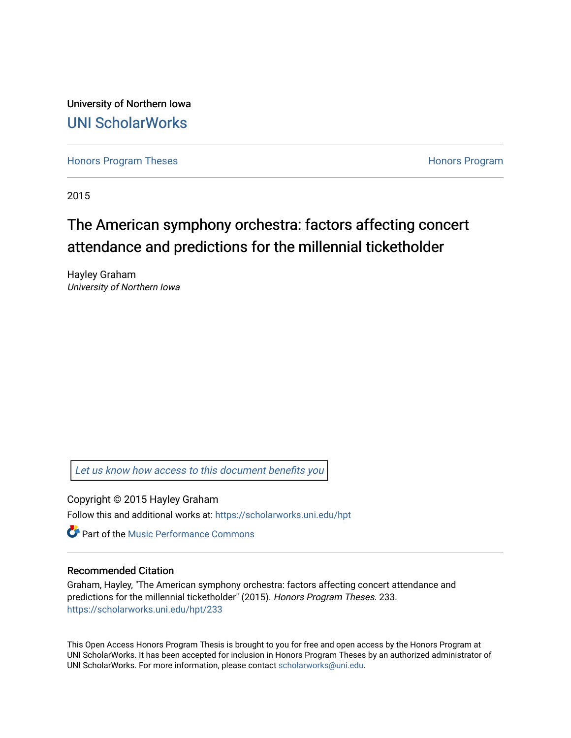University of Northern Iowa

UNI ScholarWorks

Honors Program Theses | Honors Program

2015

# The American symphony orchestra: factors affecting concert attendance and predictions for the millennial ticketholder

Hayley Graham
*University of Northern Iowa*

*Let us know how access to this document benefits you*

Copyright © 2015 Hayley Graham

Follow this and additional works at: https://scholarworks.uni.edu/hpt

Part of the Music Performance Commons

## Recommended Citation

Graham, Hayley, "The American symphony orchestra: factors affecting concert attendance and predictions for the millennial ticketholder" (2015). *Honors Program Theses*. 233.
https://scholarworks.uni.edu/hpt/233

This Open Access Honors Program Thesis is brought to you for free and open access by the Honors Program at UNI ScholarWorks. It has been accepted for inclusion in Honors Program Theses by an authorized administrator of UNI ScholarWorks. For more information, please contact scholarworks@uni.edu.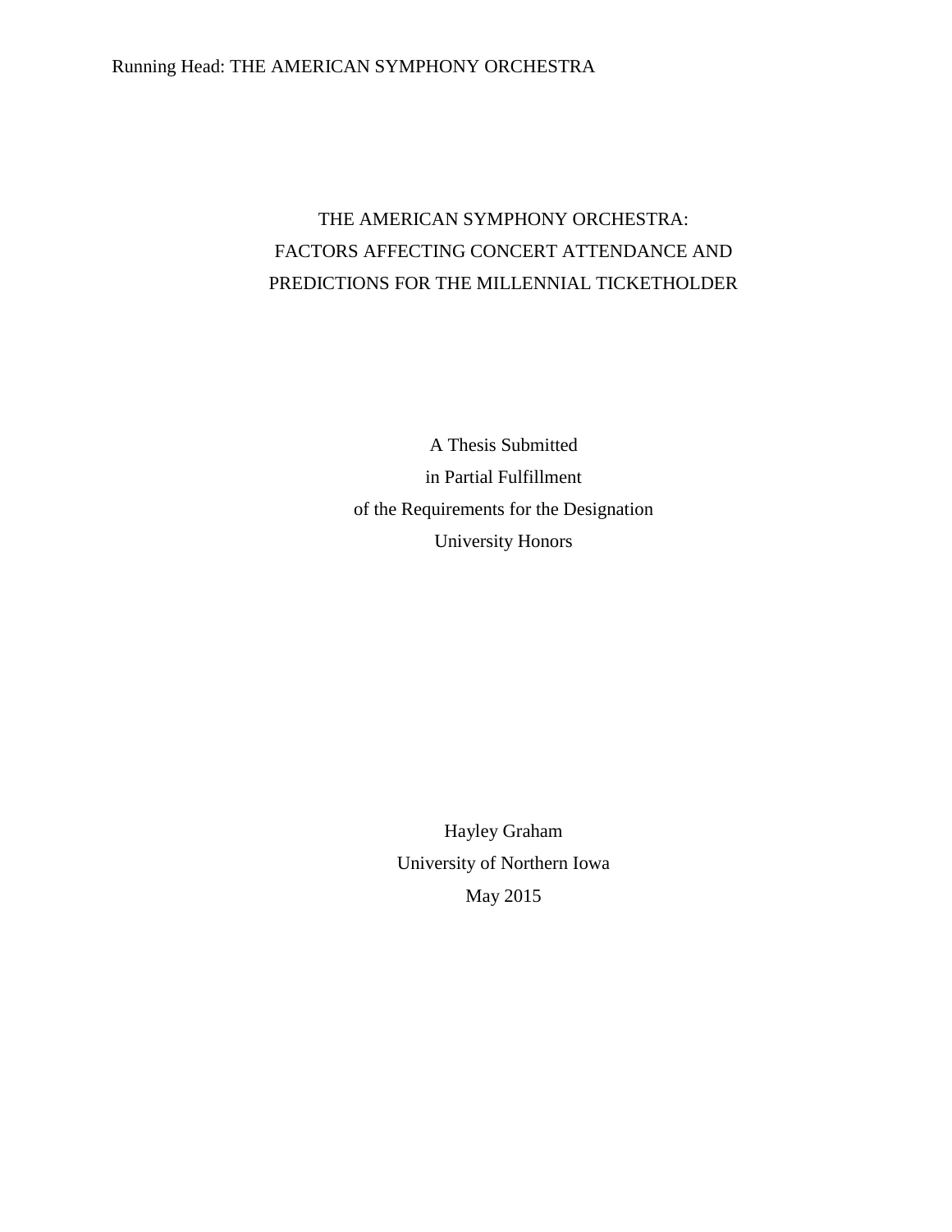# THE AMERICAN SYMPHONY ORCHESTRA: FACTORS AFFECTING CONCERT ATTENDANCE AND PREDICTIONS FOR THE MILLENNIAL TICKETHOLDER

A Thesis Submitted
in Partial Fulfillment
of the Requirements for the Designation
University Honors

Hayley Graham
University of Northern Iowa
May 2015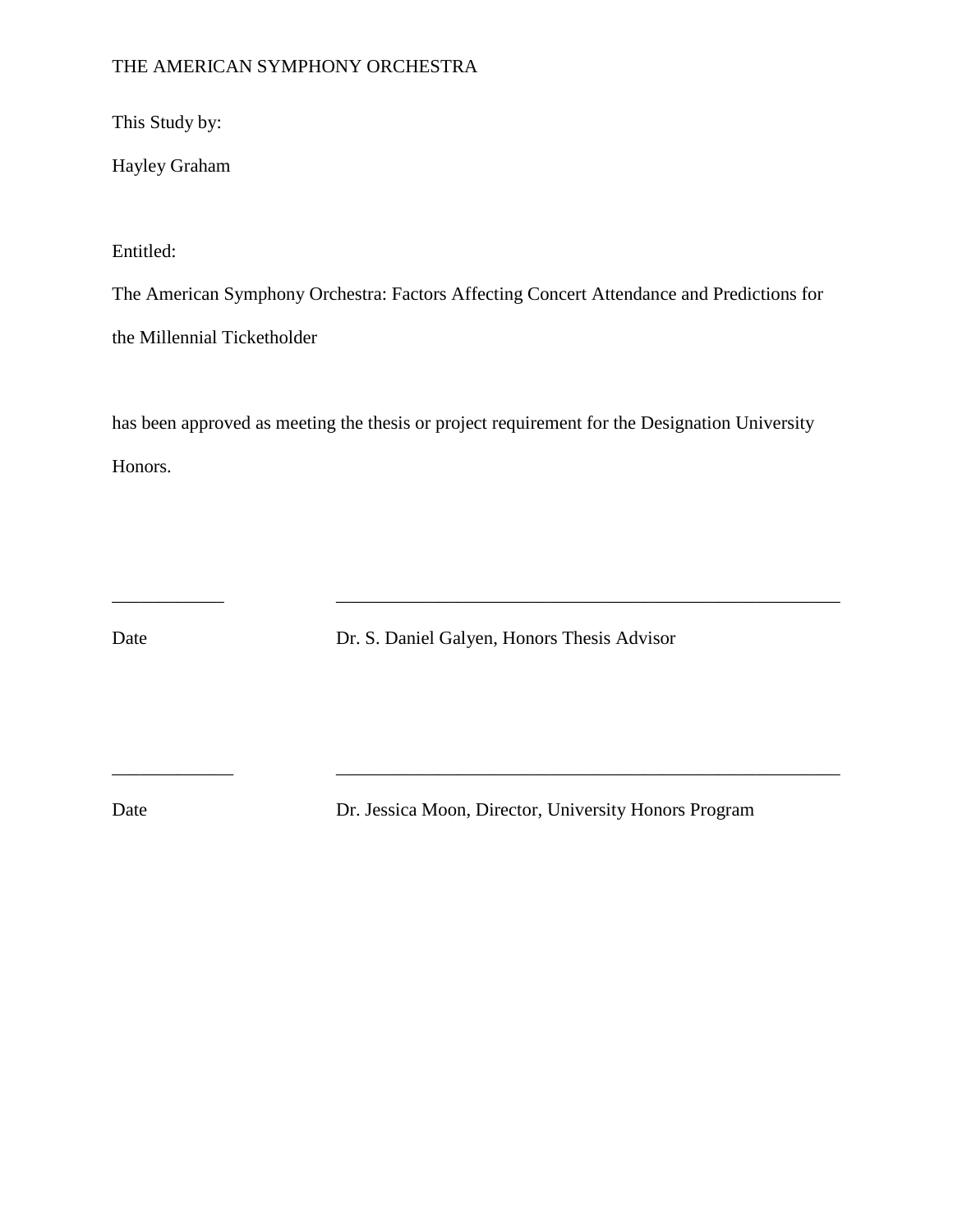THE AMERICAN SYMPHONY ORCHESTRA

This Study by:

Hayley Graham

Entitled:

The American Symphony Orchestra: Factors Affecting Concert Attendance and Predictions for the Millennial Ticketholder

has been approved as meeting the thesis or project requirement for the Designation University Honors.

\_\_\_\_\_\_\_\_\_\_\_\_ \_\_\_\_\_\_\_\_\_\_\_\_\_\_\_\_\_\_\_\_\_\_\_\_\_\_\_\_\_\_\_\_\_\_\_\_\_\_\_\_\_\_\_\_\_\_\_\_\_\_\_\_\_\_\_

Date Dr. S. Daniel Galyen, Honors Thesis Advisor

\_\_\_\_\_\_\_\_\_\_\_\_\_ \_\_\_\_\_\_\_\_\_\_\_\_\_\_\_\_\_\_\_\_\_\_\_\_\_\_\_\_\_\_\_\_\_\_\_\_\_\_\_\_\_\_\_\_\_\_\_\_\_\_\_\_\_\_\_

Date Dr. Jessica Moon, Director, University Honors Program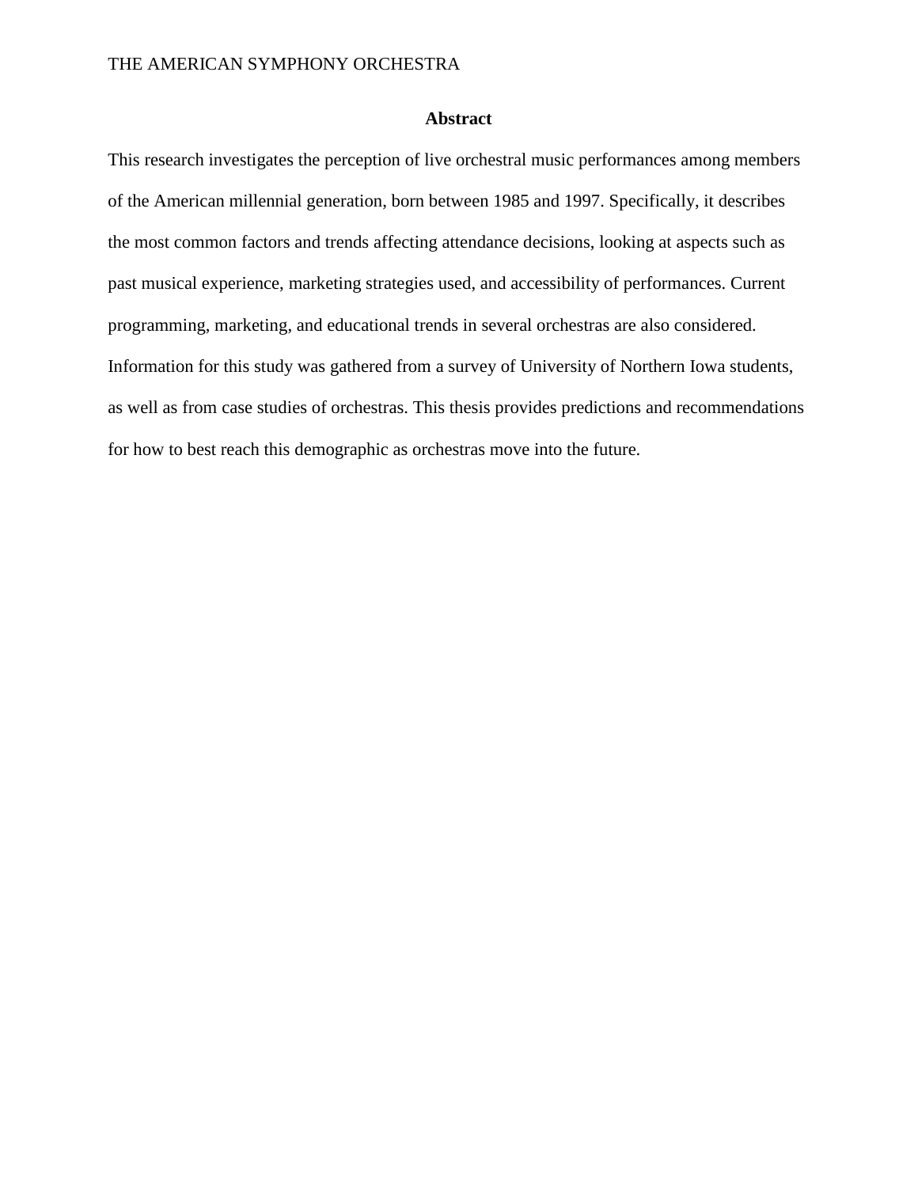# Abstract

This research investigates the perception of live orchestral music performances among members of the American millennial generation, born between 1985 and 1997. Specifically, it describes the most common factors and trends affecting attendance decisions, looking at aspects such as past musical experience, marketing strategies used, and accessibility of performances. Current programming, marketing, and educational trends in several orchestras are also considered. Information for this study was gathered from a survey of University of Northern Iowa students, as well as from case studies of orchestras. This thesis provides predictions and recommendations for how to best reach this demographic as orchestras move into the future.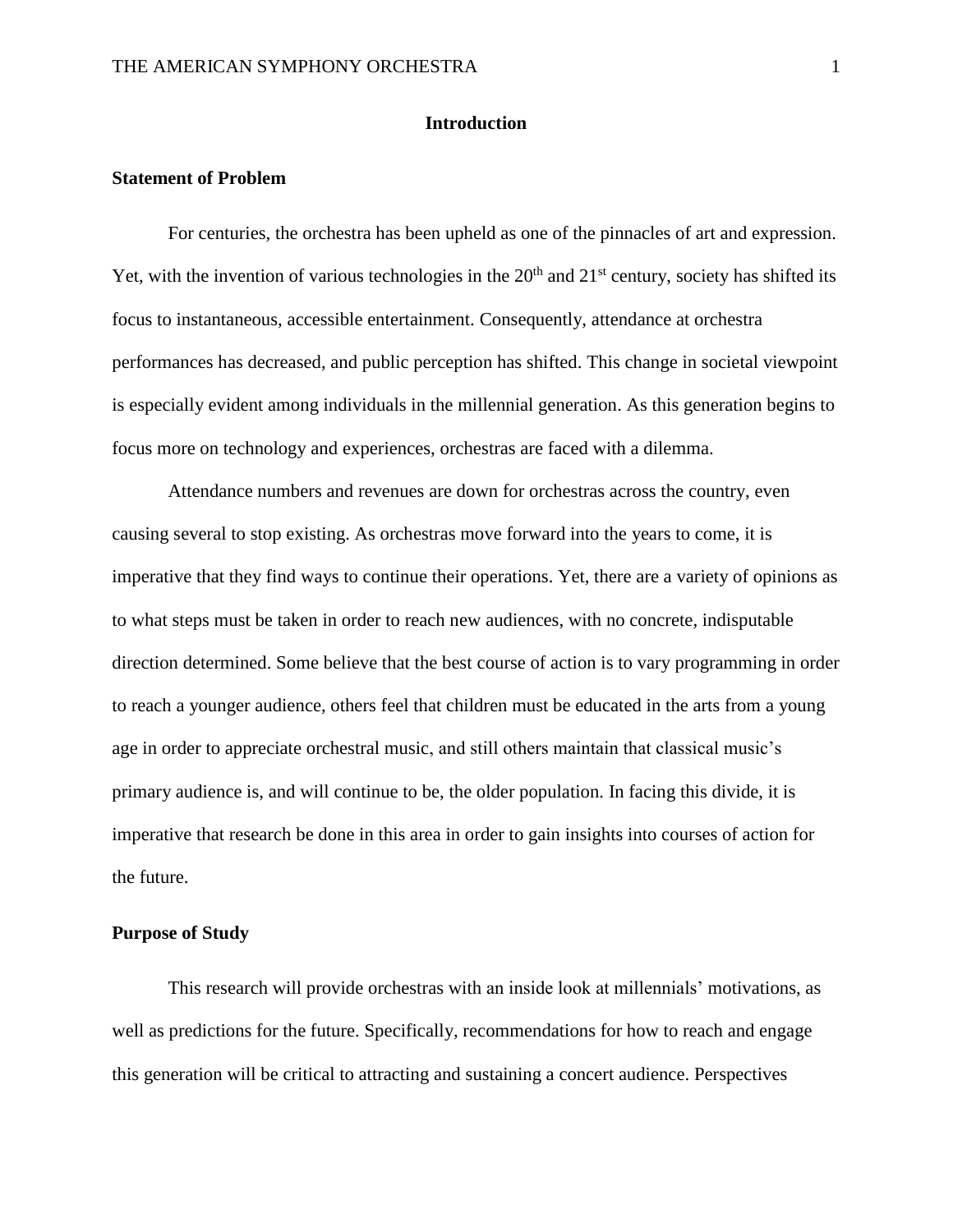# Introduction

## Statement of Problem

For centuries, the orchestra has been upheld as one of the pinnacles of art and expression. Yet, with the invention of various technologies in the 20th and 21st century, society has shifted its focus to instantaneous, accessible entertainment. Consequently, attendance at orchestra performances has decreased, and public perception has shifted. This change in societal viewpoint is especially evident among individuals in the millennial generation. As this generation begins to focus more on technology and experiences, orchestras are faced with a dilemma.

Attendance numbers and revenues are down for orchestras across the country, even causing several to stop existing. As orchestras move forward into the years to come, it is imperative that they find ways to continue their operations. Yet, there are a variety of opinions as to what steps must be taken in order to reach new audiences, with no concrete, indisputable direction determined. Some believe that the best course of action is to vary programming in order to reach a younger audience, others feel that children must be educated in the arts from a young age in order to appreciate orchestral music, and still others maintain that classical music's primary audience is, and will continue to be, the older population. In facing this divide, it is imperative that research be done in this area in order to gain insights into courses of action for the future.

## Purpose of Study

This research will provide orchestras with an inside look at millennials' motivations, as well as predictions for the future. Specifically, recommendations for how to reach and engage this generation will be critical to attracting and sustaining a concert audience. Perspectives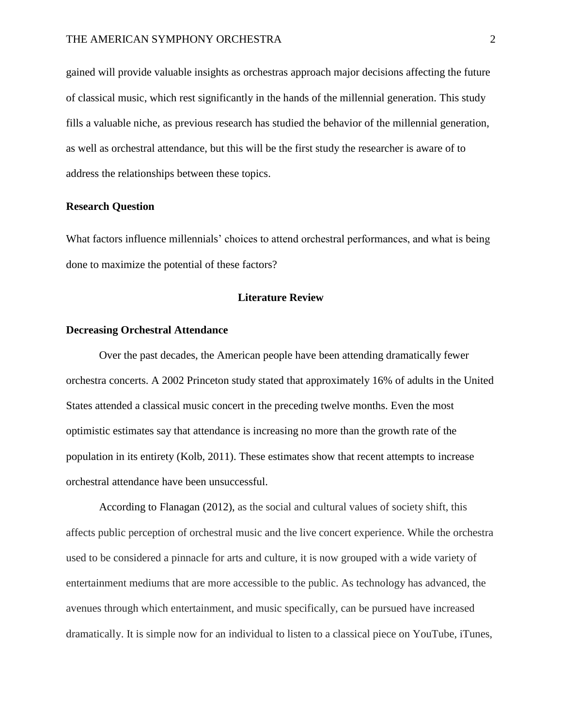gained will provide valuable insights as orchestras approach major decisions affecting the future of classical music, which rest significantly in the hands of the millennial generation. This study fills a valuable niche, as previous research has studied the behavior of the millennial generation, as well as orchestral attendance, but this will be the first study the researcher is aware of to address the relationships between these topics.

### Research Question

What factors influence millennials' choices to attend orchestral performances, and what is being done to maximize the potential of these factors?

## Literature Review

### Decreasing Orchestral Attendance

Over the past decades, the American people have been attending dramatically fewer orchestra concerts. A 2002 Princeton study stated that approximately 16% of adults in the United States attended a classical music concert in the preceding twelve months. Even the most optimistic estimates say that attendance is increasing no more than the growth rate of the population in its entirety (Kolb, 2011). These estimates show that recent attempts to increase orchestral attendance have been unsuccessful.

According to Flanagan (2012), as the social and cultural values of society shift, this affects public perception of orchestral music and the live concert experience. While the orchestra used to be considered a pinnacle for arts and culture, it is now grouped with a wide variety of entertainment mediums that are more accessible to the public. As technology has advanced, the avenues through which entertainment, and music specifically, can be pursued have increased dramatically. It is simple now for an individual to listen to a classical piece on YouTube, iTunes,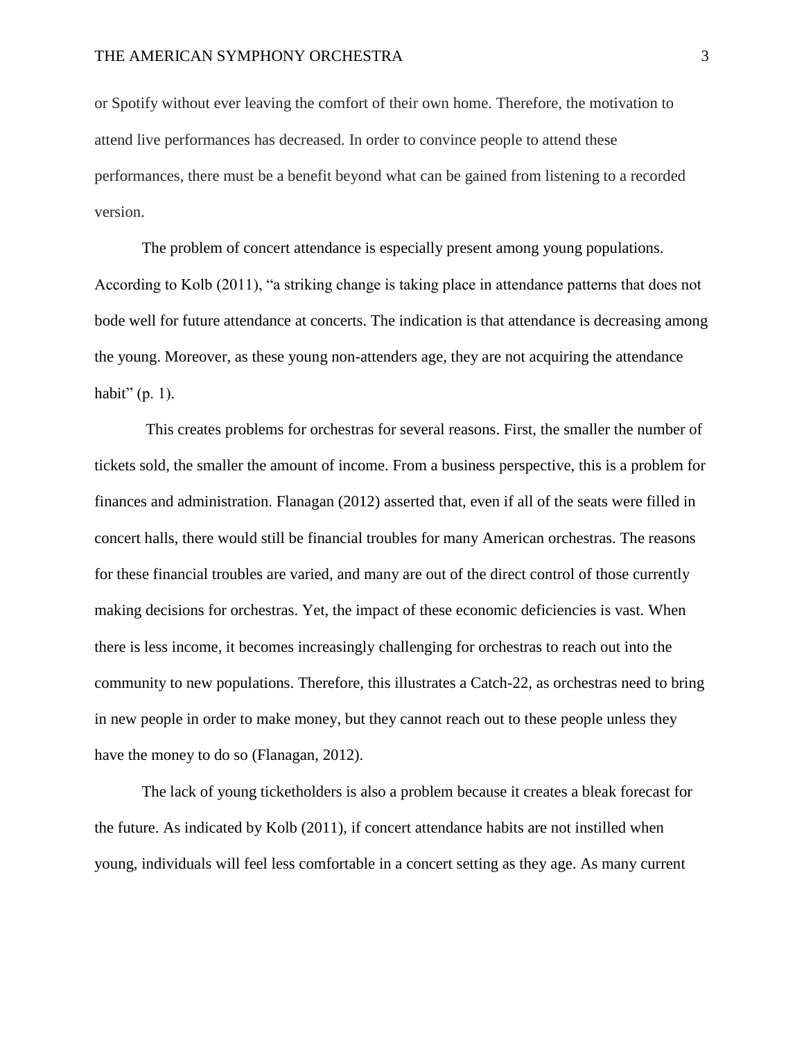or Spotify without ever leaving the comfort of their own home. Therefore, the motivation to attend live performances has decreased. In order to convince people to attend these performances, there must be a benefit beyond what can be gained from listening to a recorded version.

The problem of concert attendance is especially present among young populations. According to Kolb (2011), "a striking change is taking place in attendance patterns that does not bode well for future attendance at concerts. The indication is that attendance is decreasing among the young. Moreover, as these young non-attenders age, they are not acquiring the attendance habit" (p. 1).

This creates problems for orchestras for several reasons. First, the smaller the number of tickets sold, the smaller the amount of income. From a business perspective, this is a problem for finances and administration. Flanagan (2012) asserted that, even if all of the seats were filled in concert halls, there would still be financial troubles for many American orchestras. The reasons for these financial troubles are varied, and many are out of the direct control of those currently making decisions for orchestras. Yet, the impact of these economic deficiencies is vast. When there is less income, it becomes increasingly challenging for orchestras to reach out into the community to new populations. Therefore, this illustrates a Catch-22, as orchestras need to bring in new people in order to make money, but they cannot reach out to these people unless they have the money to do so (Flanagan, 2012).

The lack of young ticketholders is also a problem because it creates a bleak forecast for the future. As indicated by Kolb (2011), if concert attendance habits are not instilled when young, individuals will feel less comfortable in a concert setting as they age. As many current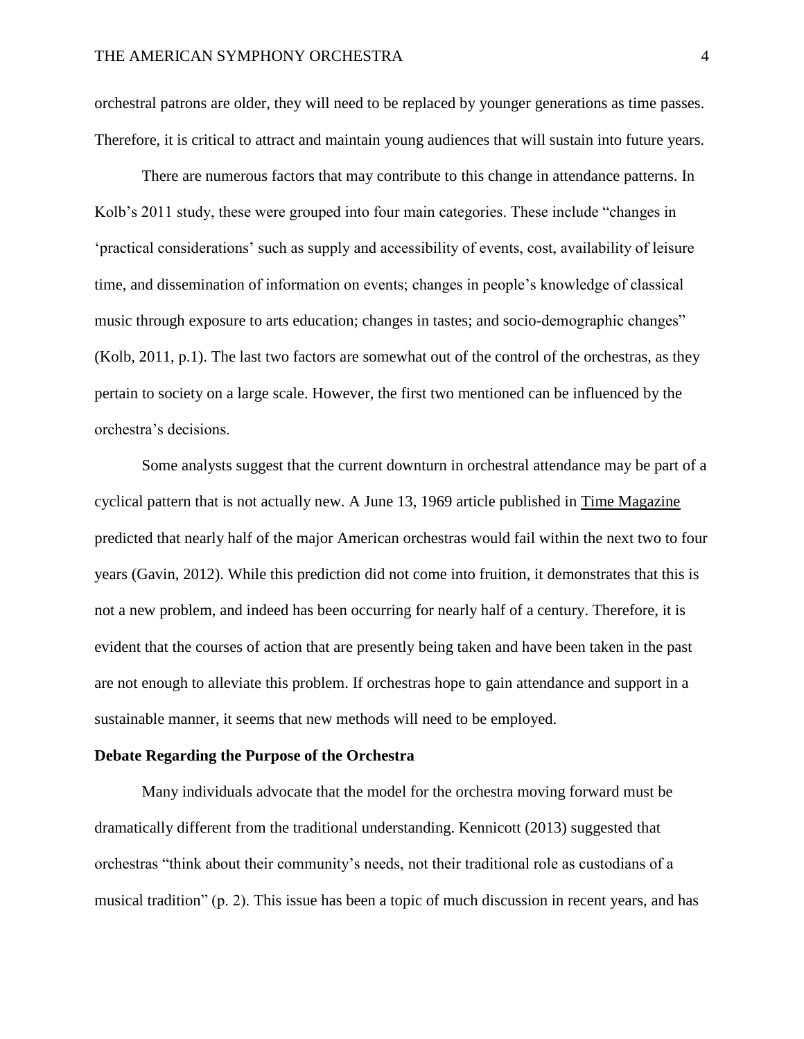orchestral patrons are older, they will need to be replaced by younger generations as time passes. Therefore, it is critical to attract and maintain young audiences that will sustain into future years.

There are numerous factors that may contribute to this change in attendance patterns. In Kolb's 2011 study, these were grouped into four main categories. These include "changes in 'practical considerations' such as supply and accessibility of events, cost, availability of leisure time, and dissemination of information on events; changes in people's knowledge of classical music through exposure to arts education; changes in tastes; and socio-demographic changes" (Kolb, 2011, p.1). The last two factors are somewhat out of the control of the orchestras, as they pertain to society on a large scale. However, the first two mentioned can be influenced by the orchestra's decisions.

Some analysts suggest that the current downturn in orchestral attendance may be part of a cyclical pattern that is not actually new. A June 13, 1969 article published in Time Magazine predicted that nearly half of the major American orchestras would fail within the next two to four years (Gavin, 2012). While this prediction did not come into fruition, it demonstrates that this is not a new problem, and indeed has been occurring for nearly half of a century. Therefore, it is evident that the courses of action that are presently being taken and have been taken in the past are not enough to alleviate this problem. If orchestras hope to gain attendance and support in a sustainable manner, it seems that new methods will need to be employed.

## Debate Regarding the Purpose of the Orchestra

Many individuals advocate that the model for the orchestra moving forward must be dramatically different from the traditional understanding. Kennicott (2013) suggested that orchestras "think about their community's needs, not their traditional role as custodians of a musical tradition" (p. 2). This issue has been a topic of much discussion in recent years, and has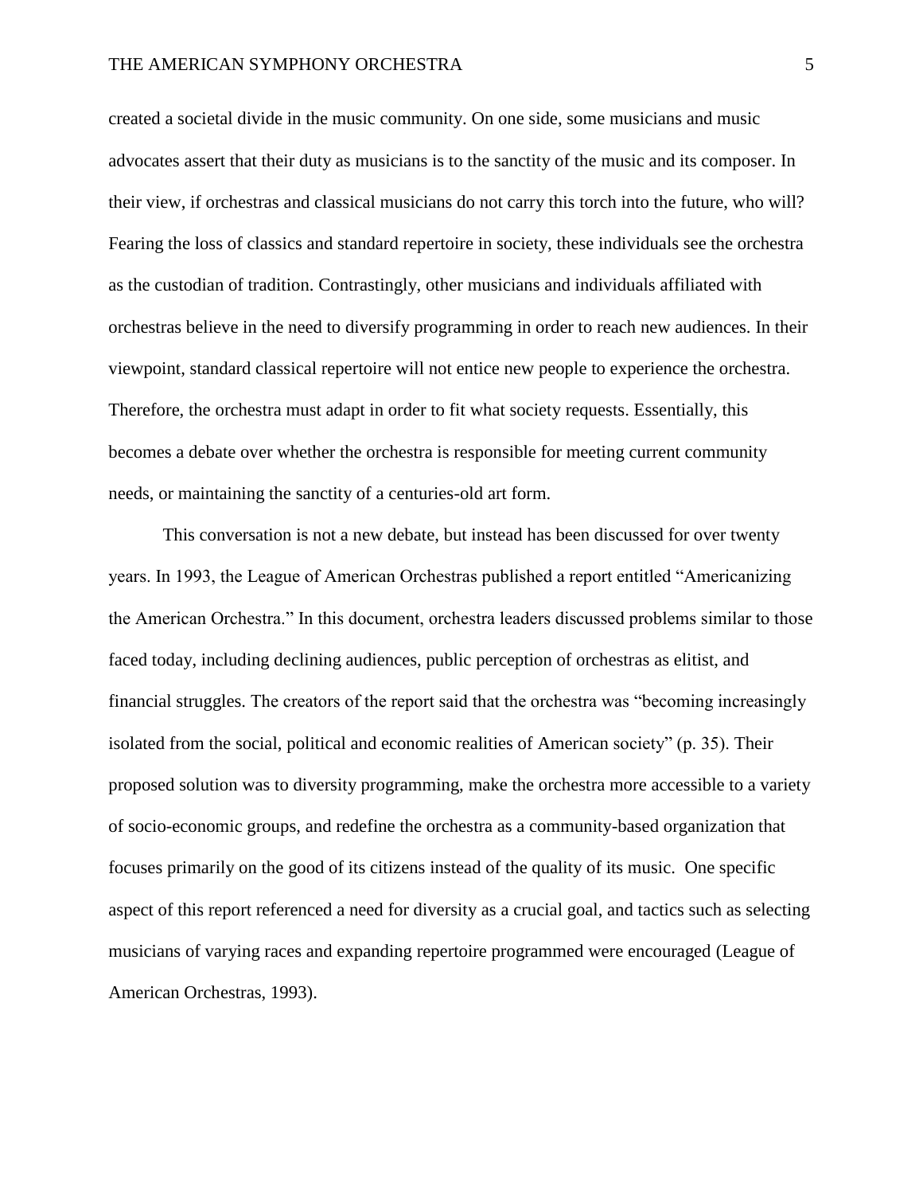created a societal divide in the music community. On one side, some musicians and music advocates assert that their duty as musicians is to the sanctity of the music and its composer. In their view, if orchestras and classical musicians do not carry this torch into the future, who will? Fearing the loss of classics and standard repertoire in society, these individuals see the orchestra as the custodian of tradition. Contrastingly, other musicians and individuals affiliated with orchestras believe in the need to diversify programming in order to reach new audiences. In their viewpoint, standard classical repertoire will not entice new people to experience the orchestra. Therefore, the orchestra must adapt in order to fit what society requests. Essentially, this becomes a debate over whether the orchestra is responsible for meeting current community needs, or maintaining the sanctity of a centuries-old art form.

This conversation is not a new debate, but instead has been discussed for over twenty years. In 1993, the League of American Orchestras published a report entitled "Americanizing the American Orchestra." In this document, orchestra leaders discussed problems similar to those faced today, including declining audiences, public perception of orchestras as elitist, and financial struggles. The creators of the report said that the orchestra was "becoming increasingly isolated from the social, political and economic realities of American society" (p. 35). Their proposed solution was to diversity programming, make the orchestra more accessible to a variety of socio-economic groups, and redefine the orchestra as a community-based organization that focuses primarily on the good of its citizens instead of the quality of its music. One specific aspect of this report referenced a need for diversity as a crucial goal, and tactics such as selecting musicians of varying races and expanding repertoire programmed were encouraged (League of American Orchestras, 1993).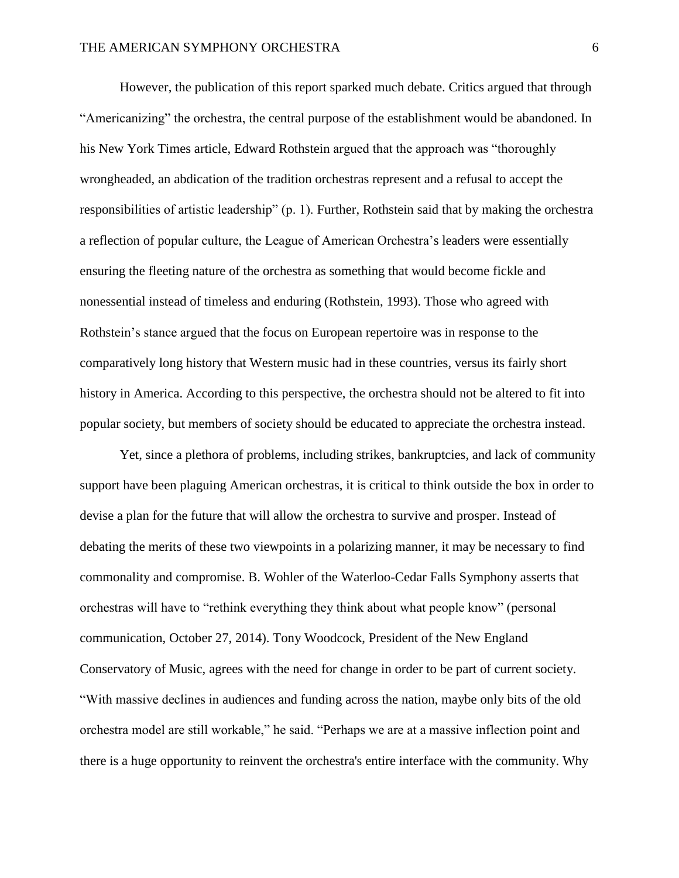However, the publication of this report sparked much debate. Critics argued that through "Americanizing" the orchestra, the central purpose of the establishment would be abandoned. In his New York Times article, Edward Rothstein argued that the approach was "thoroughly wrongheaded, an abdication of the tradition orchestras represent and a refusal to accept the responsibilities of artistic leadership" (p. 1). Further, Rothstein said that by making the orchestra a reflection of popular culture, the League of American Orchestra's leaders were essentially ensuring the fleeting nature of the orchestra as something that would become fickle and nonessential instead of timeless and enduring (Rothstein, 1993). Those who agreed with Rothstein's stance argued that the focus on European repertoire was in response to the comparatively long history that Western music had in these countries, versus its fairly short history in America. According to this perspective, the orchestra should not be altered to fit into popular society, but members of society should be educated to appreciate the orchestra instead.

Yet, since a plethora of problems, including strikes, bankruptcies, and lack of community support have been plaguing American orchestras, it is critical to think outside the box in order to devise a plan for the future that will allow the orchestra to survive and prosper. Instead of debating the merits of these two viewpoints in a polarizing manner, it may be necessary to find commonality and compromise. B. Wohler of the Waterloo-Cedar Falls Symphony asserts that orchestras will have to "rethink everything they think about what people know" (personal communication, October 27, 2014). Tony Woodcock, President of the New England Conservatory of Music, agrees with the need for change in order to be part of current society. "With massive declines in audiences and funding across the nation, maybe only bits of the old orchestra model are still workable," he said. "Perhaps we are at a massive inflection point and there is a huge opportunity to reinvent the orchestra's entire interface with the community. Why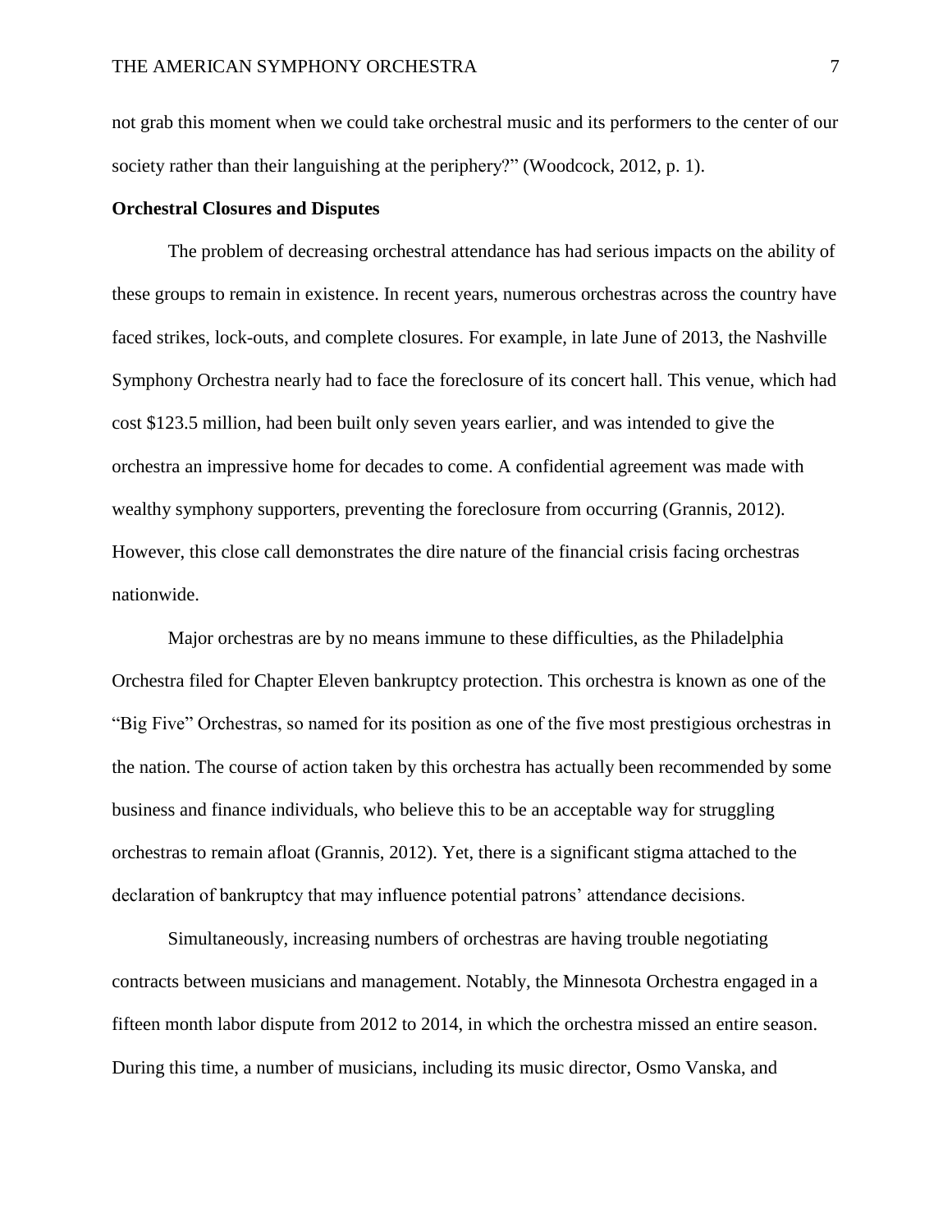not grab this moment when we could take orchestral music and its performers to the center of our society rather than their languishing at the periphery?" (Woodcock, 2012, p. 1).

**Orchestral Closures and Disputes**

The problem of decreasing orchestral attendance has had serious impacts on the ability of these groups to remain in existence. In recent years, numerous orchestras across the country have faced strikes, lock-outs, and complete closures. For example, in late June of 2013, the Nashville Symphony Orchestra nearly had to face the foreclosure of its concert hall. This venue, which had cost $123.5 million, had been built only seven years earlier, and was intended to give the orchestra an impressive home for decades to come. A confidential agreement was made with wealthy symphony supporters, preventing the foreclosure from occurring (Grannis, 2012). However, this close call demonstrates the dire nature of the financial crisis facing orchestras nationwide.

Major orchestras are by no means immune to these difficulties, as the Philadelphia Orchestra filed for Chapter Eleven bankruptcy protection. This orchestra is known as one of the "Big Five" Orchestras, so named for its position as one of the five most prestigious orchestras in the nation. The course of action taken by this orchestra has actually been recommended by some business and finance individuals, who believe this to be an acceptable way for struggling orchestras to remain afloat (Grannis, 2012). Yet, there is a significant stigma attached to the declaration of bankruptcy that may influence potential patrons' attendance decisions.

Simultaneously, increasing numbers of orchestras are having trouble negotiating contracts between musicians and management. Notably, the Minnesota Orchestra engaged in a fifteen month labor dispute from 2012 to 2014, in which the orchestra missed an entire season. During this time, a number of musicians, including its music director, Osmo Vanska, and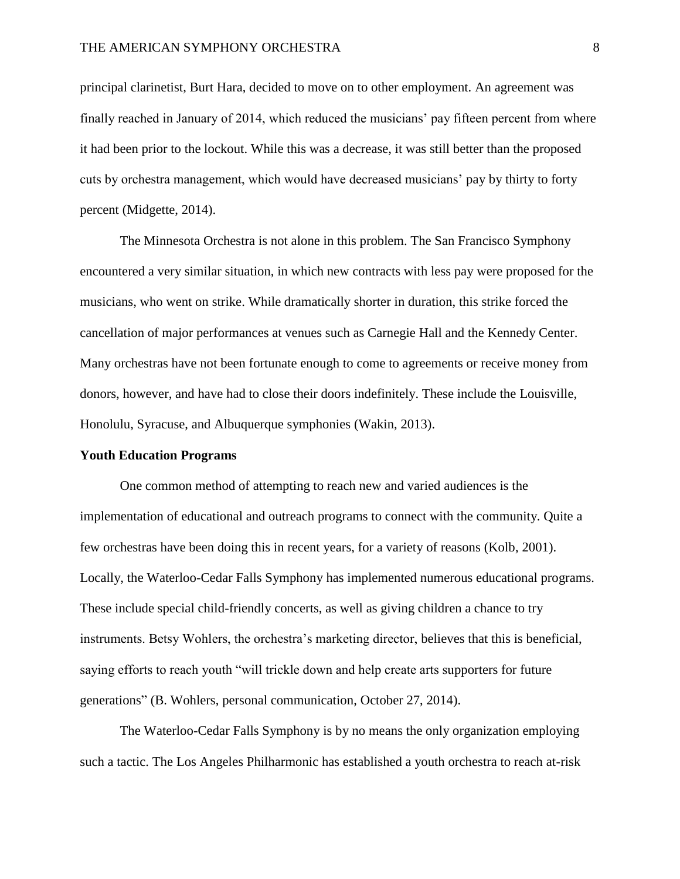principal clarinetist, Burt Hara, decided to move on to other employment. An agreement was finally reached in January of 2014, which reduced the musicians' pay fifteen percent from where it had been prior to the lockout. While this was a decrease, it was still better than the proposed cuts by orchestra management, which would have decreased musicians' pay by thirty to forty percent (Midgette, 2014).

The Minnesota Orchestra is not alone in this problem. The San Francisco Symphony encountered a very similar situation, in which new contracts with less pay were proposed for the musicians, who went on strike. While dramatically shorter in duration, this strike forced the cancellation of major performances at venues such as Carnegie Hall and the Kennedy Center. Many orchestras have not been fortunate enough to come to agreements or receive money from donors, however, and have had to close their doors indefinitely. These include the Louisville, Honolulu, Syracuse, and Albuquerque symphonies (Wakin, 2013).

**Youth Education Programs**

One common method of attempting to reach new and varied audiences is the implementation of educational and outreach programs to connect with the community. Quite a few orchestras have been doing this in recent years, for a variety of reasons (Kolb, 2001). Locally, the Waterloo-Cedar Falls Symphony has implemented numerous educational programs. These include special child-friendly concerts, as well as giving children a chance to try instruments. Betsy Wohlers, the orchestra's marketing director, believes that this is beneficial, saying efforts to reach youth "will trickle down and help create arts supporters for future generations" (B. Wohlers, personal communication, October 27, 2014).

The Waterloo-Cedar Falls Symphony is by no means the only organization employing such a tactic. The Los Angeles Philharmonic has established a youth orchestra to reach at-risk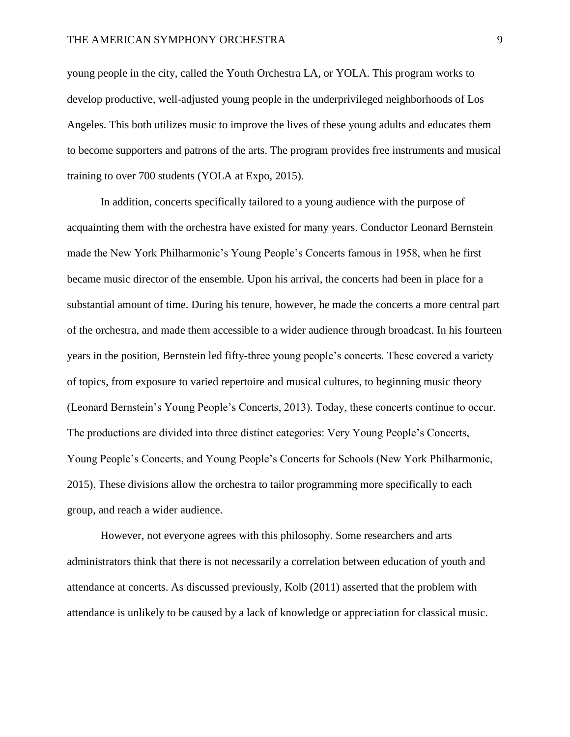young people in the city, called the Youth Orchestra LA, or YOLA. This program works to develop productive, well-adjusted young people in the underprivileged neighborhoods of Los Angeles. This both utilizes music to improve the lives of these young adults and educates them to become supporters and patrons of the arts. The program provides free instruments and musical training to over 700 students (YOLA at Expo, 2015).

In addition, concerts specifically tailored to a young audience with the purpose of acquainting them with the orchestra have existed for many years. Conductor Leonard Bernstein made the New York Philharmonic's Young People's Concerts famous in 1958, when he first became music director of the ensemble. Upon his arrival, the concerts had been in place for a substantial amount of time. During his tenure, however, he made the concerts a more central part of the orchestra, and made them accessible to a wider audience through broadcast. In his fourteen years in the position, Bernstein led fifty-three young people's concerts. These covered a variety of topics, from exposure to varied repertoire and musical cultures, to beginning music theory (Leonard Bernstein's Young People's Concerts, 2013). Today, these concerts continue to occur. The productions are divided into three distinct categories: Very Young People's Concerts, Young People's Concerts, and Young People's Concerts for Schools (New York Philharmonic, 2015). These divisions allow the orchestra to tailor programming more specifically to each group, and reach a wider audience.

However, not everyone agrees with this philosophy. Some researchers and arts administrators think that there is not necessarily a correlation between education of youth and attendance at concerts. As discussed previously, Kolb (2011) asserted that the problem with attendance is unlikely to be caused by a lack of knowledge or appreciation for classical music.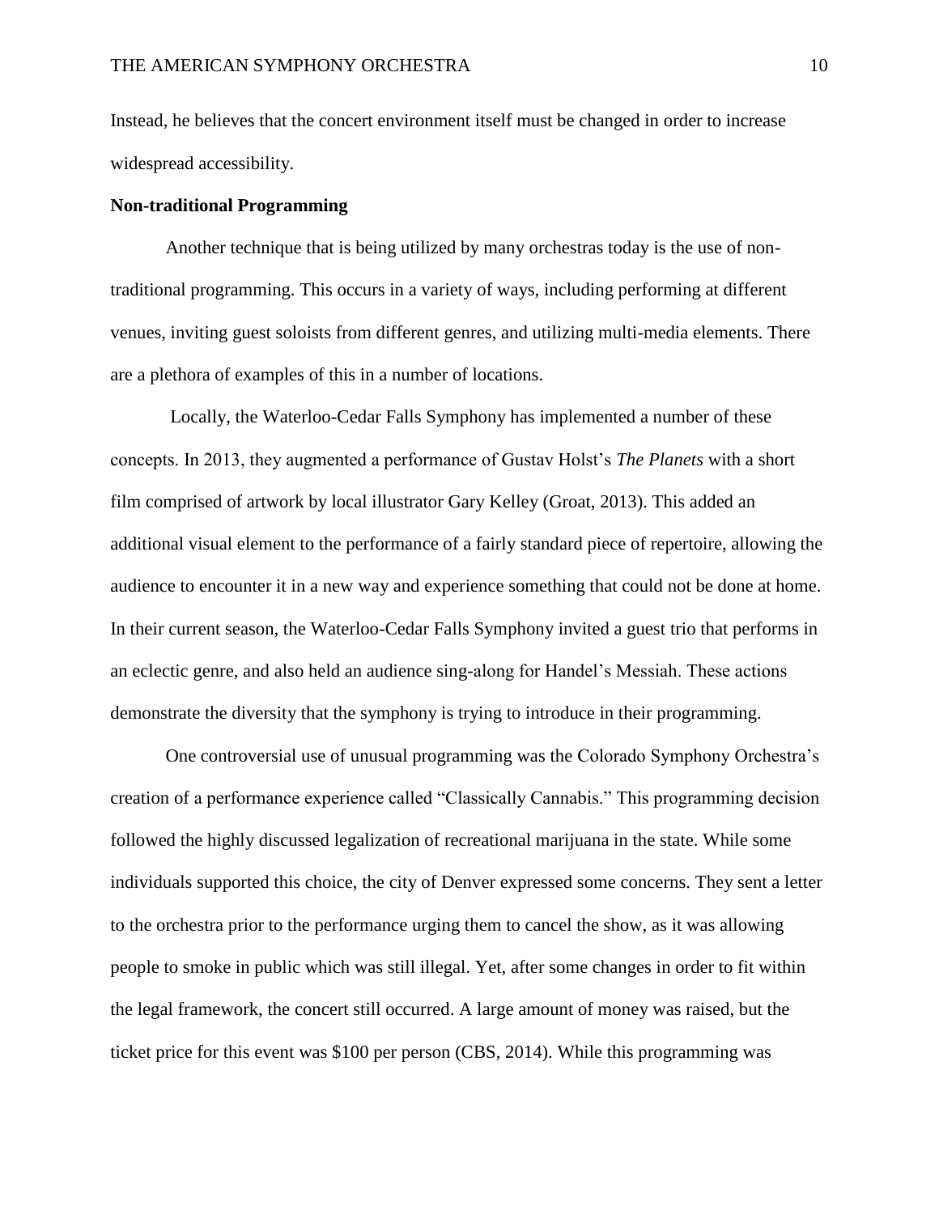Instead, he believes that the concert environment itself must be changed in order to increase widespread accessibility.

**Non-traditional Programming**

Another technique that is being utilized by many orchestras today is the use of non-traditional programming. This occurs in a variety of ways, including performing at different venues, inviting guest soloists from different genres, and utilizing multi-media elements. There are a plethora of examples of this in a number of locations.

Locally, the Waterloo-Cedar Falls Symphony has implemented a number of these concepts. In 2013, they augmented a performance of Gustav Holst's *The Planets* with a short film comprised of artwork by local illustrator Gary Kelley (Groat, 2013). This added an additional visual element to the performance of a fairly standard piece of repertoire, allowing the audience to encounter it in a new way and experience something that could not be done at home. In their current season, the Waterloo-Cedar Falls Symphony invited a guest trio that performs in an eclectic genre, and also held an audience sing-along for Handel's Messiah. These actions demonstrate the diversity that the symphony is trying to introduce in their programming.

One controversial use of unusual programming was the Colorado Symphony Orchestra's creation of a performance experience called "Classically Cannabis." This programming decision followed the highly discussed legalization of recreational marijuana in the state. While some individuals supported this choice, the city of Denver expressed some concerns. They sent a letter to the orchestra prior to the performance urging them to cancel the show, as it was allowing people to smoke in public which was still illegal. Yet, after some changes in order to fit within the legal framework, the concert still occurred. A large amount of money was raised, but the ticket price for this event was $100 per person (CBS, 2014). While this programming was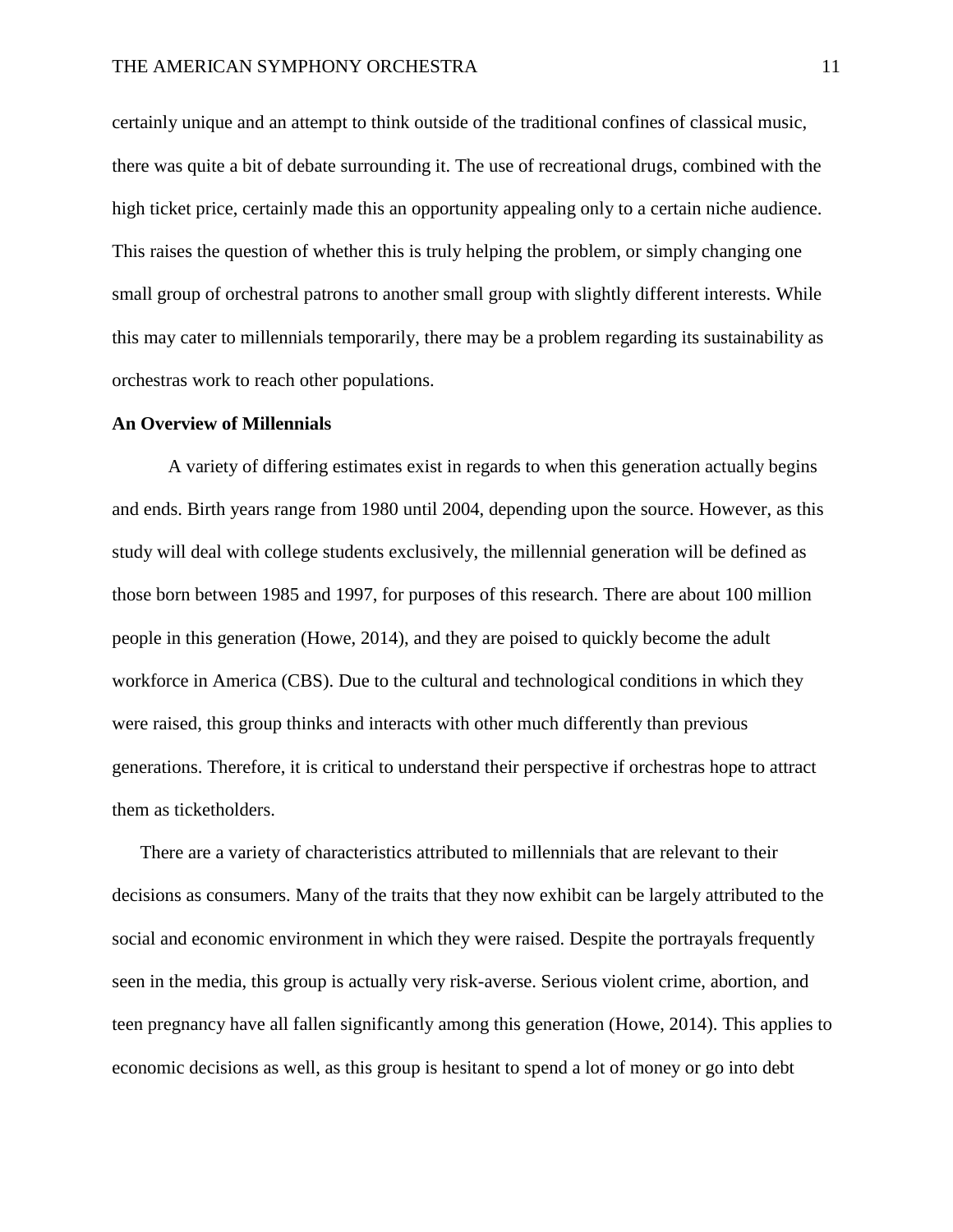certainly unique and an attempt to think outside of the traditional confines of classical music, there was quite a bit of debate surrounding it. The use of recreational drugs, combined with the high ticket price, certainly made this an opportunity appealing only to a certain niche audience. This raises the question of whether this is truly helping the problem, or simply changing one small group of orchestral patrons to another small group with slightly different interests. While this may cater to millennials temporarily, there may be a problem regarding its sustainability as orchestras work to reach other populations.

**An Overview of Millennials**

A variety of differing estimates exist in regards to when this generation actually begins and ends. Birth years range from 1980 until 2004, depending upon the source. However, as this study will deal with college students exclusively, the millennial generation will be defined as those born between 1985 and 1997, for purposes of this research. There are about 100 million people in this generation (Howe, 2014), and they are poised to quickly become the adult workforce in America (CBS). Due to the cultural and technological conditions in which they were raised, this group thinks and interacts with other much differently than previous generations. Therefore, it is critical to understand their perspective if orchestras hope to attract them as ticketholders.

There are a variety of characteristics attributed to millennials that are relevant to their decisions as consumers. Many of the traits that they now exhibit can be largely attributed to the social and economic environment in which they were raised. Despite the portrayals frequently seen in the media, this group is actually very risk-averse. Serious violent crime, abortion, and teen pregnancy have all fallen significantly among this generation (Howe, 2014). This applies to economic decisions as well, as this group is hesitant to spend a lot of money or go into debt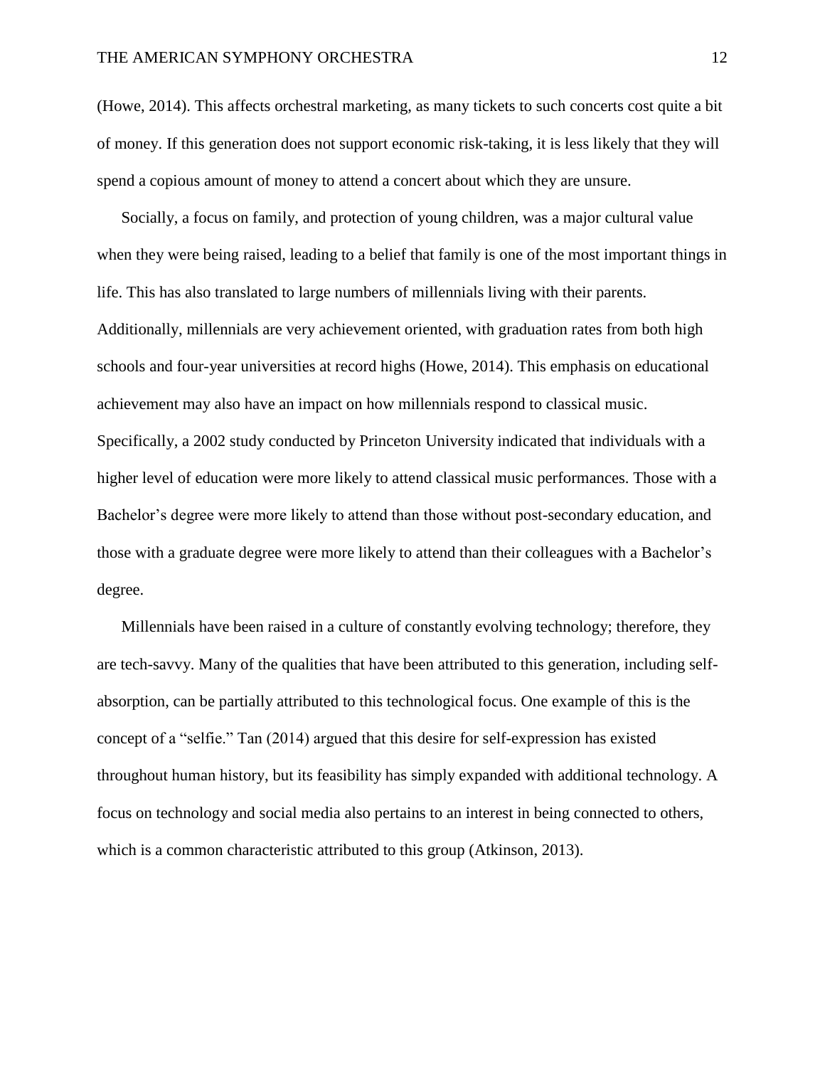(Howe, 2014). This affects orchestral marketing, as many tickets to such concerts cost quite a bit of money. If this generation does not support economic risk-taking, it is less likely that they will spend a copious amount of money to attend a concert about which they are unsure.

Socially, a focus on family, and protection of young children, was a major cultural value when they were being raised, leading to a belief that family is one of the most important things in life. This has also translated to large numbers of millennials living with their parents. Additionally, millennials are very achievement oriented, with graduation rates from both high schools and four-year universities at record highs (Howe, 2014). This emphasis on educational achievement may also have an impact on how millennials respond to classical music. Specifically, a 2002 study conducted by Princeton University indicated that individuals with a higher level of education were more likely to attend classical music performances. Those with a Bachelor's degree were more likely to attend than those without post-secondary education, and those with a graduate degree were more likely to attend than their colleagues with a Bachelor's degree.

Millennials have been raised in a culture of constantly evolving technology; therefore, they are tech-savvy. Many of the qualities that have been attributed to this generation, including self-absorption, can be partially attributed to this technological focus. One example of this is the concept of a "selfie." Tan (2014) argued that this desire for self-expression has existed throughout human history, but its feasibility has simply expanded with additional technology. A focus on technology and social media also pertains to an interest in being connected to others, which is a common characteristic attributed to this group (Atkinson, 2013).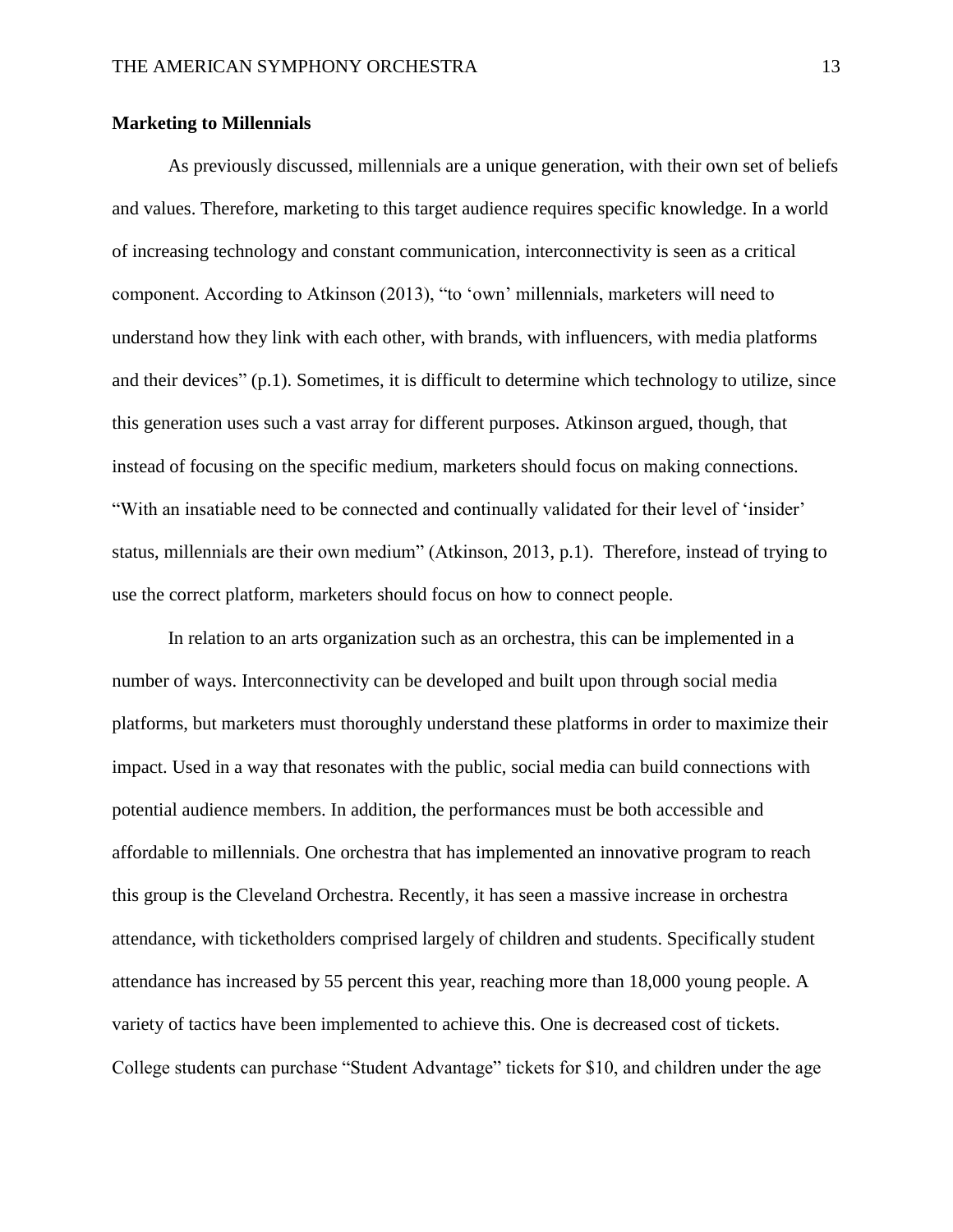**Marketing to Millennials**

As previously discussed, millennials are a unique generation, with their own set of beliefs and values. Therefore, marketing to this target audience requires specific knowledge. In a world of increasing technology and constant communication, interconnectivity is seen as a critical component. According to Atkinson (2013), "to 'own' millennials, marketers will need to understand how they link with each other, with brands, with influencers, with media platforms and their devices" (p.1). Sometimes, it is difficult to determine which technology to utilize, since this generation uses such a vast array for different purposes. Atkinson argued, though, that instead of focusing on the specific medium, marketers should focus on making connections. "With an insatiable need to be connected and continually validated for their level of 'insider' status, millennials are their own medium" (Atkinson, 2013, p.1). Therefore, instead of trying to use the correct platform, marketers should focus on how to connect people.

In relation to an arts organization such as an orchestra, this can be implemented in a number of ways. Interconnectivity can be developed and built upon through social media platforms, but marketers must thoroughly understand these platforms in order to maximize their impact. Used in a way that resonates with the public, social media can build connections with potential audience members. In addition, the performances must be both accessible and affordable to millennials. One orchestra that has implemented an innovative program to reach this group is the Cleveland Orchestra. Recently, it has seen a massive increase in orchestra attendance, with ticketholders comprised largely of children and students. Specifically student attendance has increased by 55 percent this year, reaching more than 18,000 young people. A variety of tactics have been implemented to achieve this. One is decreased cost of tickets. College students can purchase "Student Advantage" tickets for $10, and children under the age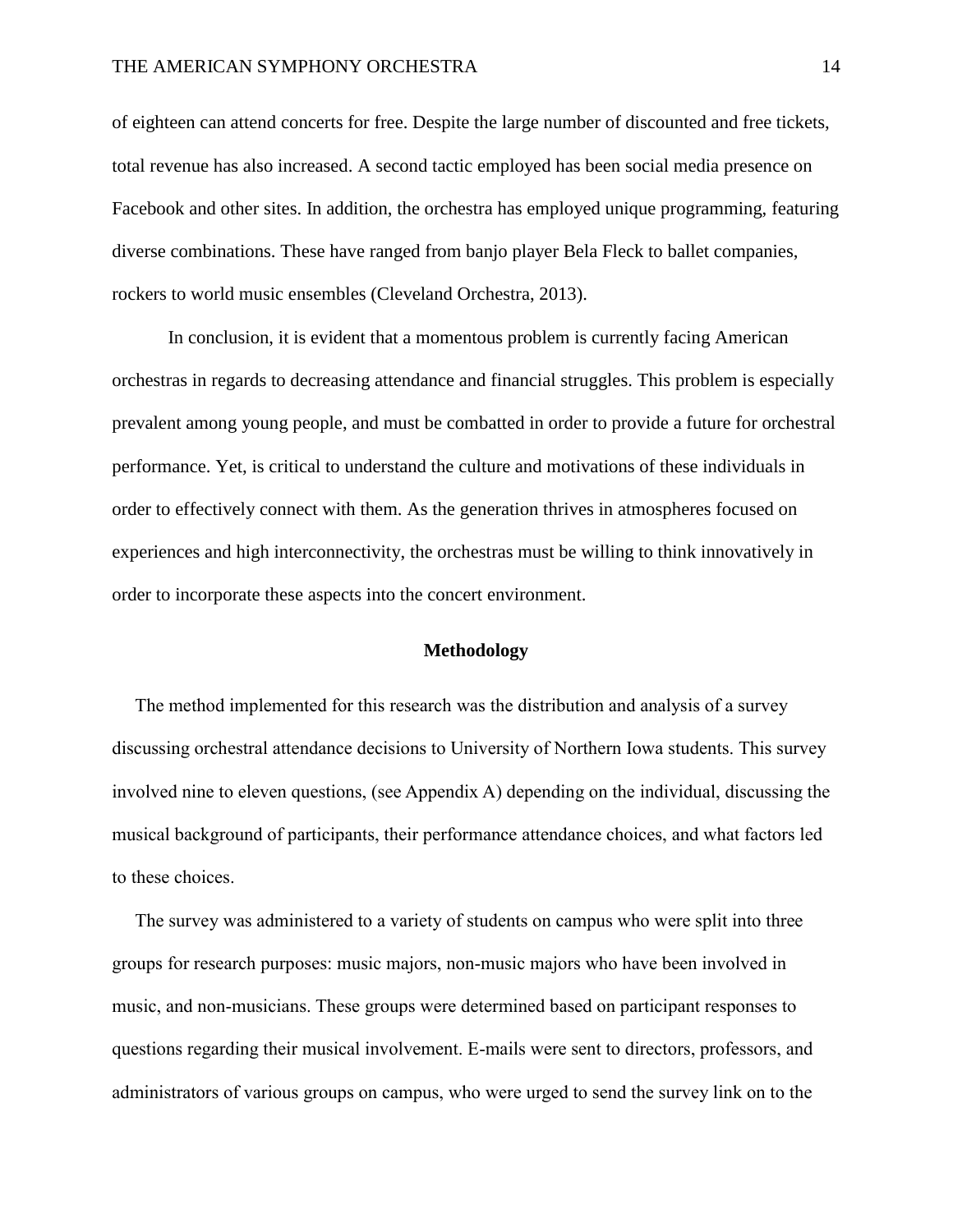of eighteen can attend concerts for free. Despite the large number of discounted and free tickets, total revenue has also increased. A second tactic employed has been social media presence on Facebook and other sites. In addition, the orchestra has employed unique programming, featuring diverse combinations. These have ranged from banjo player Bela Fleck to ballet companies, rockers to world music ensembles (Cleveland Orchestra, 2013).

In conclusion, it is evident that a momentous problem is currently facing American orchestras in regards to decreasing attendance and financial struggles. This problem is especially prevalent among young people, and must be combatted in order to provide a future for orchestral performance. Yet, is critical to understand the culture and motivations of these individuals in order to effectively connect with them. As the generation thrives in atmospheres focused on experiences and high interconnectivity, the orchestras must be willing to think innovatively in order to incorporate these aspects into the concert environment.

## Methodology

The method implemented for this research was the distribution and analysis of a survey discussing orchestral attendance decisions to University of Northern Iowa students. This survey involved nine to eleven questions, (see Appendix A) depending on the individual, discussing the musical background of participants, their performance attendance choices, and what factors led to these choices.

The survey was administered to a variety of students on campus who were split into three groups for research purposes: music majors, non-music majors who have been involved in music, and non-musicians. These groups were determined based on participant responses to questions regarding their musical involvement. E-mails were sent to directors, professors, and administrators of various groups on campus, who were urged to send the survey link on to the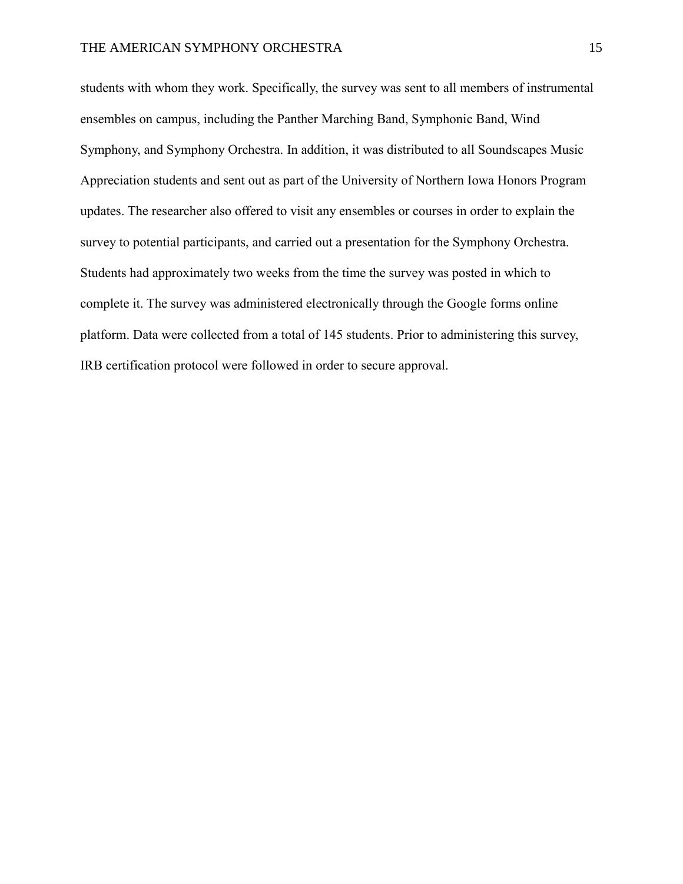students with whom they work. Specifically, the survey was sent to all members of instrumental ensembles on campus, including the Panther Marching Band, Symphonic Band, Wind Symphony, and Symphony Orchestra. In addition, it was distributed to all Soundscapes Music Appreciation students and sent out as part of the University of Northern Iowa Honors Program updates. The researcher also offered to visit any ensembles or courses in order to explain the survey to potential participants, and carried out a presentation for the Symphony Orchestra. Students had approximately two weeks from the time the survey was posted in which to complete it. The survey was administered electronically through the Google forms online platform. Data were collected from a total of 145 students. Prior to administering this survey, IRB certification protocol were followed in order to secure approval.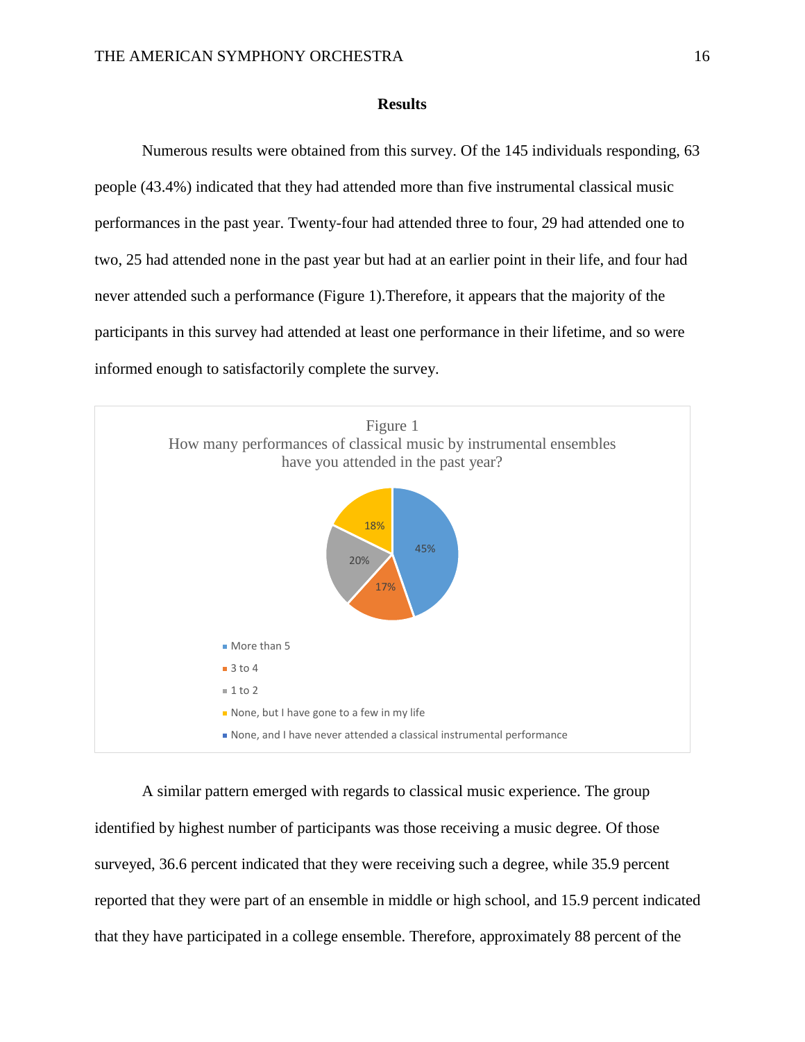## Results

Numerous results were obtained from this survey. Of the 145 individuals responding, 63 people (43.4%) indicated that they had attended more than five instrumental classical music performances in the past year. Twenty-four had attended three to four, 29 had attended one to two, 25 had attended none in the past year but had at an earlier point in their life, and four had never attended such a performance (Figure 1).Therefore, it appears that the majority of the participants in this survey had attended at least one performance in their lifetime, and so were informed enough to satisfactorily complete the survey.

Figure 1
How many performances of classical music by instrumental ensembles have you attended in the past year?

- More than 5: 45%
- 3 to 4: 17%
- 1 to 2: 20%
- None, but I have gone to a few in my life: 18%
- None, and I have never attended a classical instrumental performance

A similar pattern emerged with regards to classical music experience. The group identified by highest number of participants was those receiving a music degree. Of those surveyed, 36.6 percent indicated that they were receiving such a degree, while 35.9 percent reported that they were part of an ensemble in middle or high school, and 15.9 percent indicated that they have participated in a college ensemble. Therefore, approximately 88 percent of the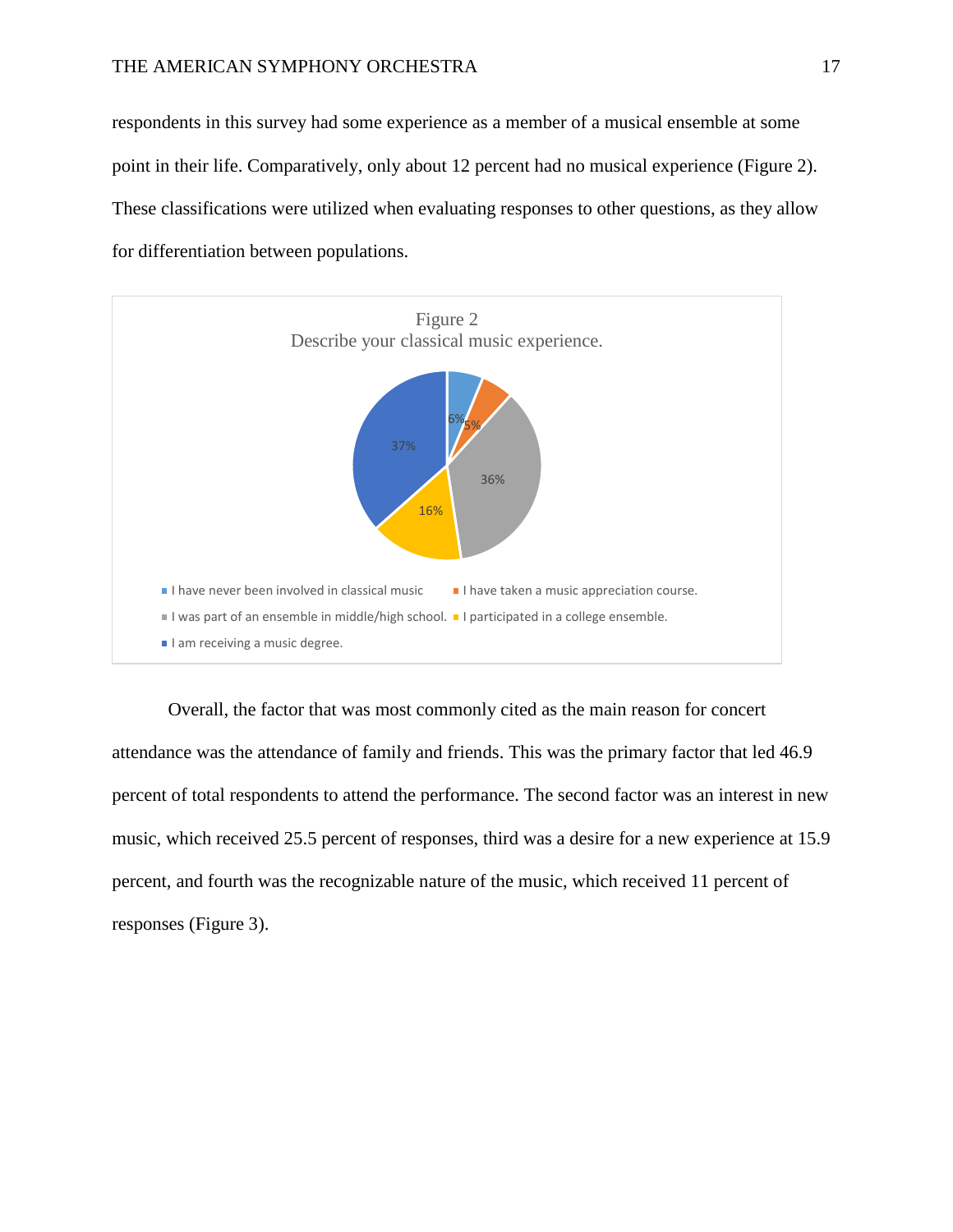respondents in this survey had some experience as a member of a musical ensemble at some point in their life. Comparatively, only about 12 percent had no musical experience (Figure 2). These classifications were utilized when evaluating responses to other questions, as they allow for differentiation between populations.

Figure 2
Describe your classical music experience.

| Response | Percentage |
|---|---|
| I have never been involved in classical music | 6% |
| I have taken a music appreciation course. | 5% |
| I was part of an ensemble in middle/high school. | 36% |
| I participated in a college ensemble. | 16% |
| I am receiving a music degree. | 37% |

Overall, the factor that was most commonly cited as the main reason for concert attendance was the attendance of family and friends. This was the primary factor that led 46.9 percent of total respondents to attend the performance. The second factor was an interest in new music, which received 25.5 percent of responses, third was a desire for a new experience at 15.9 percent, and fourth was the recognizable nature of the music, which received 11 percent of responses (Figure 3).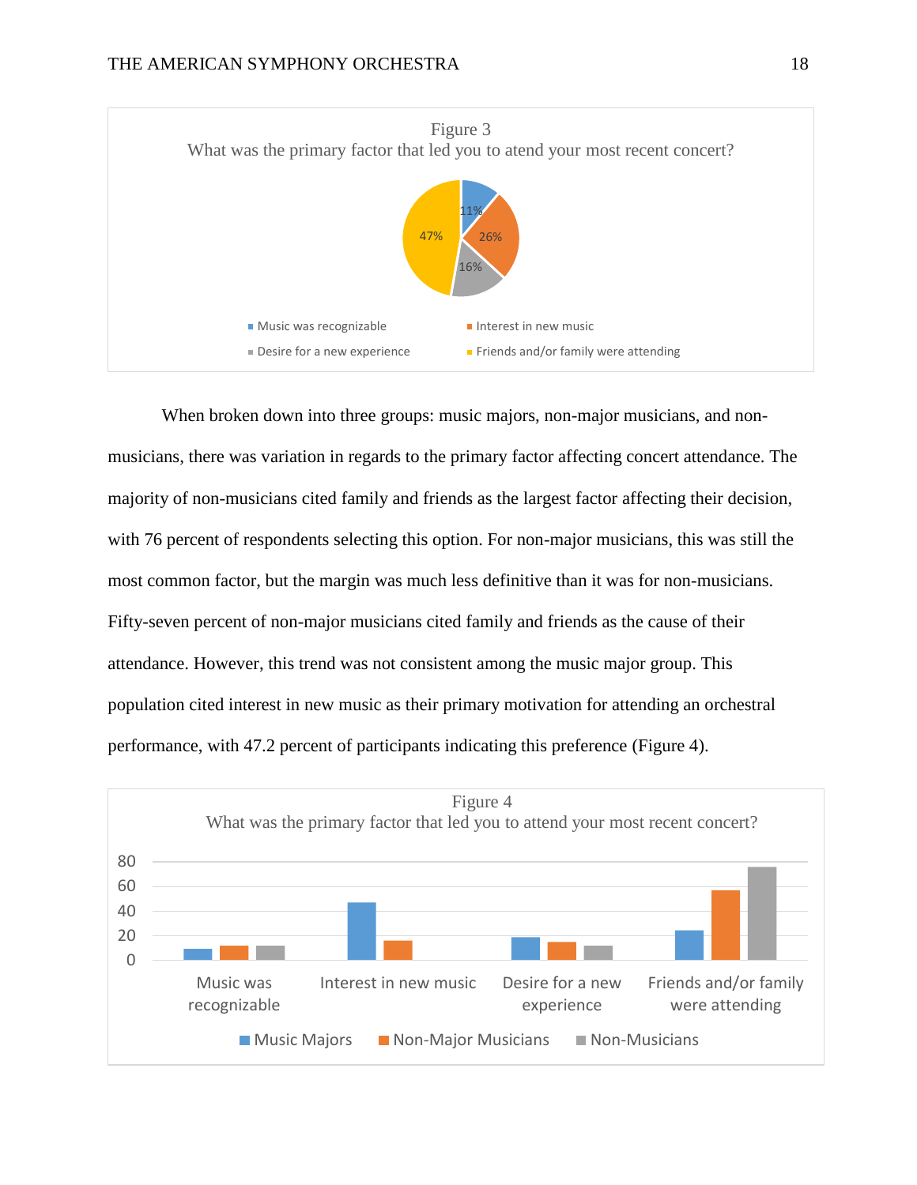Figure 3

What was the primary factor that led you to atend your most recent concert?

| Response | Percent |
| --- | --- |
| Music was recognizable | 11% |
| Interest in new music | 26% |
| Desire for a new experience | 16% |
| Friends and/or family were attending | 47% |

When broken down into three groups: music majors, non-major musicians, and non-musicians, there was variation in regards to the primary factor affecting concert attendance. The majority of non-musicians cited family and friends as the largest factor affecting their decision, with 76 percent of respondents selecting this option. For non-major musicians, this was still the most common factor, but the margin was much less definitive than it was for non-musicians. Fifty-seven percent of non-major musicians cited family and friends as the cause of their attendance. However, this trend was not consistent among the music major group. This population cited interest in new music as their primary motivation for attending an orchestral performance, with 47.2 percent of participants indicating this preference (Figure 4).

Figure 4

What was the primary factor that led you to attend your most recent concert?

Legend: Music Majors, Non-Major Musicians, Non-Musicians

Categories: Music was recognizable; Interest in new music; Desire for a new experience; Friends and/or family were attending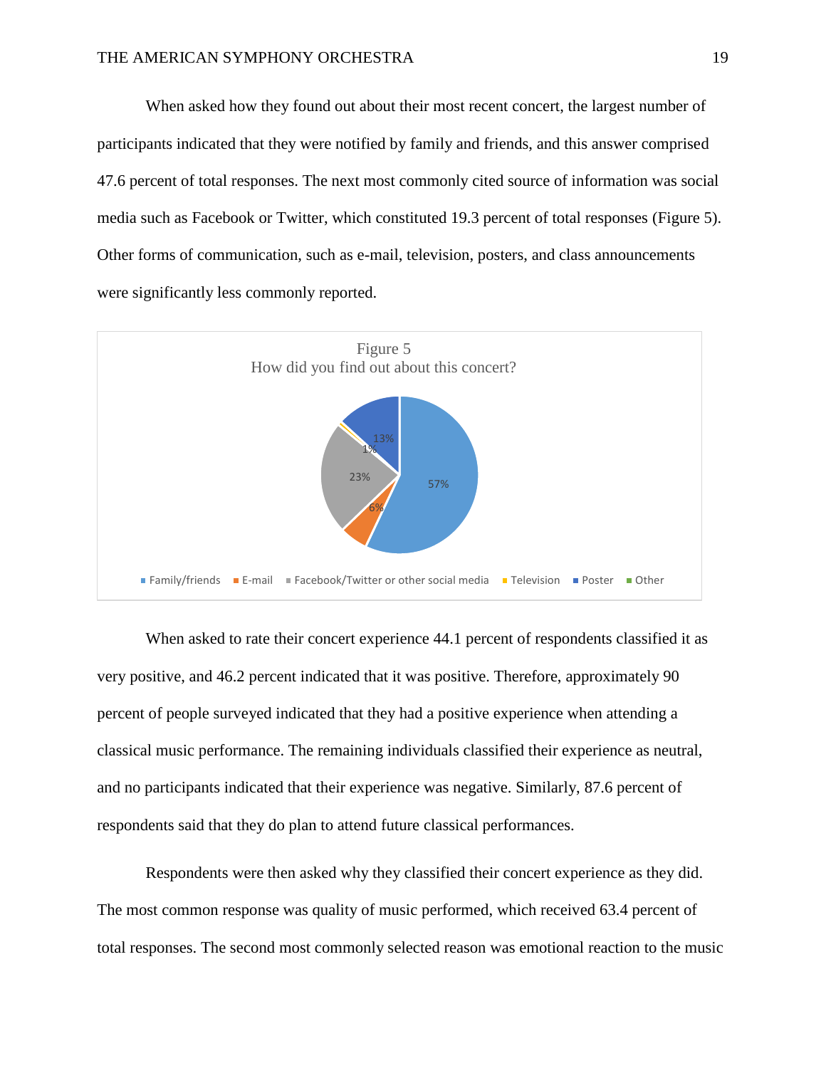When asked how they found out about their most recent concert, the largest number of participants indicated that they were notified by family and friends, and this answer comprised 47.6 percent of total responses. The next most commonly cited source of information was social media such as Facebook or Twitter, which constituted 19.3 percent of total responses (Figure 5). Other forms of communication, such as e-mail, television, posters, and class announcements were significantly less commonly reported.

Figure 5
How did you find out about this concert?

| Source | Percent |
|---|---|
| Family/friends | 57% |
| E-mail | 6% |
| Facebook/Twitter or other social media | 23% |
| Television | 1% |
| Poster | 13% |
| Other | |

When asked to rate their concert experience 44.1 percent of respondents classified it as very positive, and 46.2 percent indicated that it was positive. Therefore, approximately 90 percent of people surveyed indicated that they had a positive experience when attending a classical music performance. The remaining individuals classified their experience as neutral, and no participants indicated that their experience was negative. Similarly, 87.6 percent of respondents said that they do plan to attend future classical performances.

Respondents were then asked why they classified their concert experience as they did. The most common response was quality of music performed, which received 63.4 percent of total responses. The second most commonly selected reason was emotional reaction to the music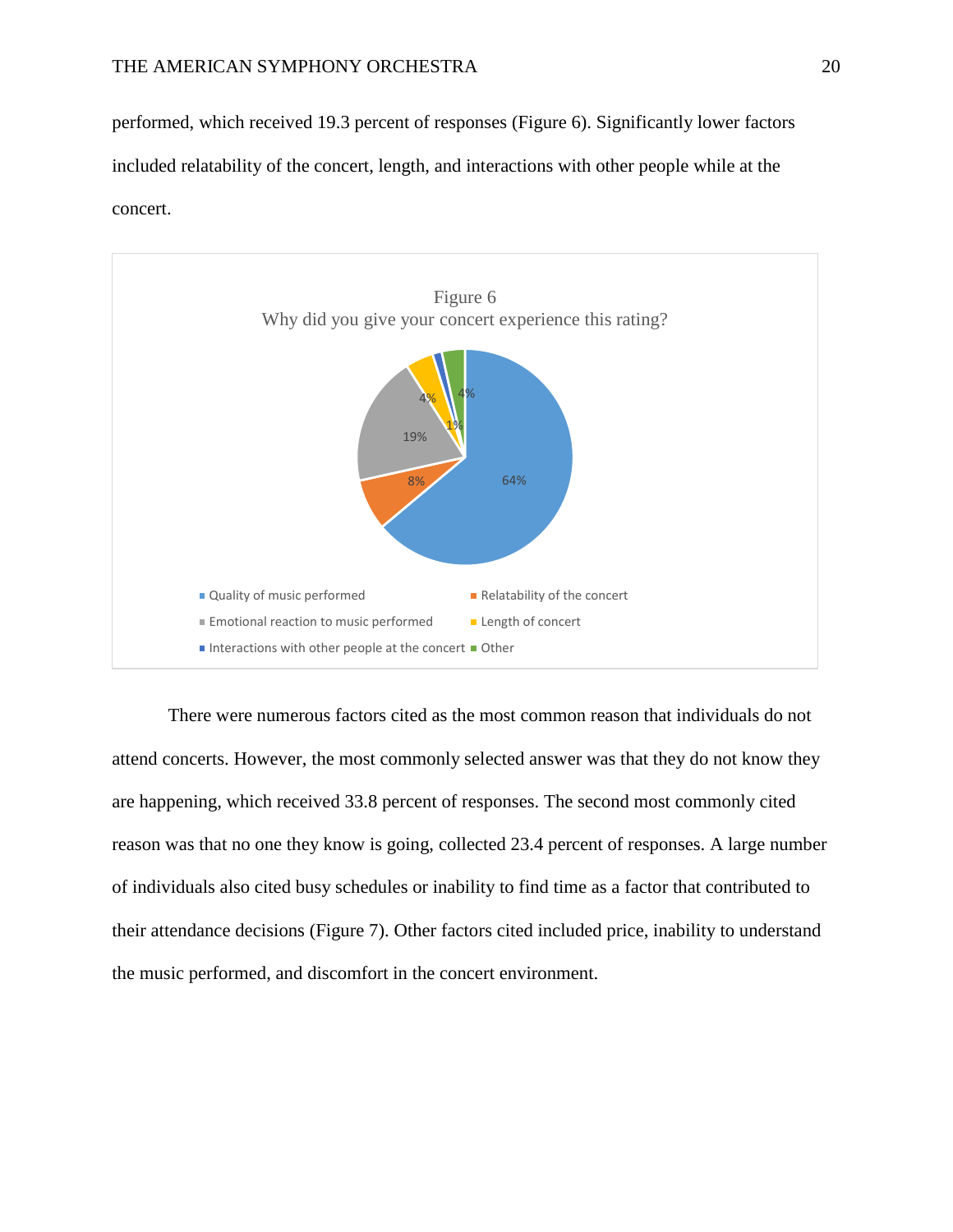performed, which received 19.3 percent of responses (Figure 6). Significantly lower factors included relatability of the concert, length, and interactions with other people while at the concert.

Figure 6
Why did you give your concert experience this rating?

- Quality of music performed: 64%
- Relatability of the concert: 8%
- Emotional reaction to music performed: 19%
- Length of concert: 4%
- Interactions with other people at the concert: 1%
- Other: 4%

There were numerous factors cited as the most common reason that individuals do not attend concerts. However, the most commonly selected answer was that they do not know they are happening, which received 33.8 percent of responses. The second most commonly cited reason was that no one they know is going, collected 23.4 percent of responses. A large number of individuals also cited busy schedules or inability to find time as a factor that contributed to their attendance decisions (Figure 7). Other factors cited included price, inability to understand the music performed, and discomfort in the concert environment.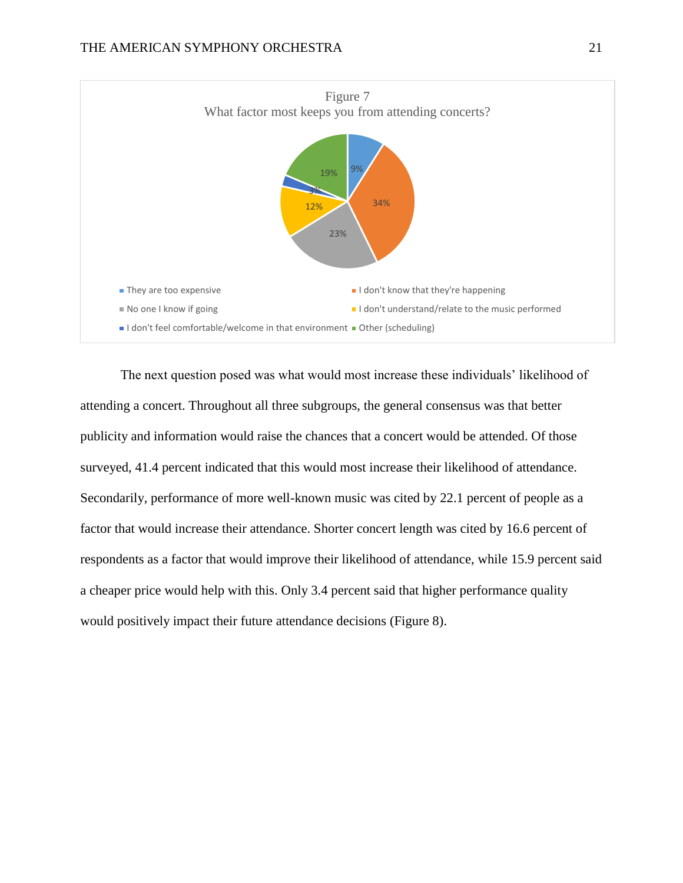Figure 7

What factor most keeps you from attending concerts?

- They are too expensive: 9%
- I don't know that they're happening: 34%
- No one I know if going: 23%
- I don't understand/relate to the music performed: 12%
- I don't feel comfortable/welcome in that environment: 3%
- Other (scheduling): 19%

The next question posed was what would most increase these individuals' likelihood of attending a concert. Throughout all three subgroups, the general consensus was that better publicity and information would raise the chances that a concert would be attended. Of those surveyed, 41.4 percent indicated that this would most increase their likelihood of attendance. Secondarily, performance of more well-known music was cited by 22.1 percent of people as a factor that would increase their attendance. Shorter concert length was cited by 16.6 percent of respondents as a factor that would improve their likelihood of attendance, while 15.9 percent said a cheaper price would help with this. Only 3.4 percent said that higher performance quality would positively impact their future attendance decisions (Figure 8).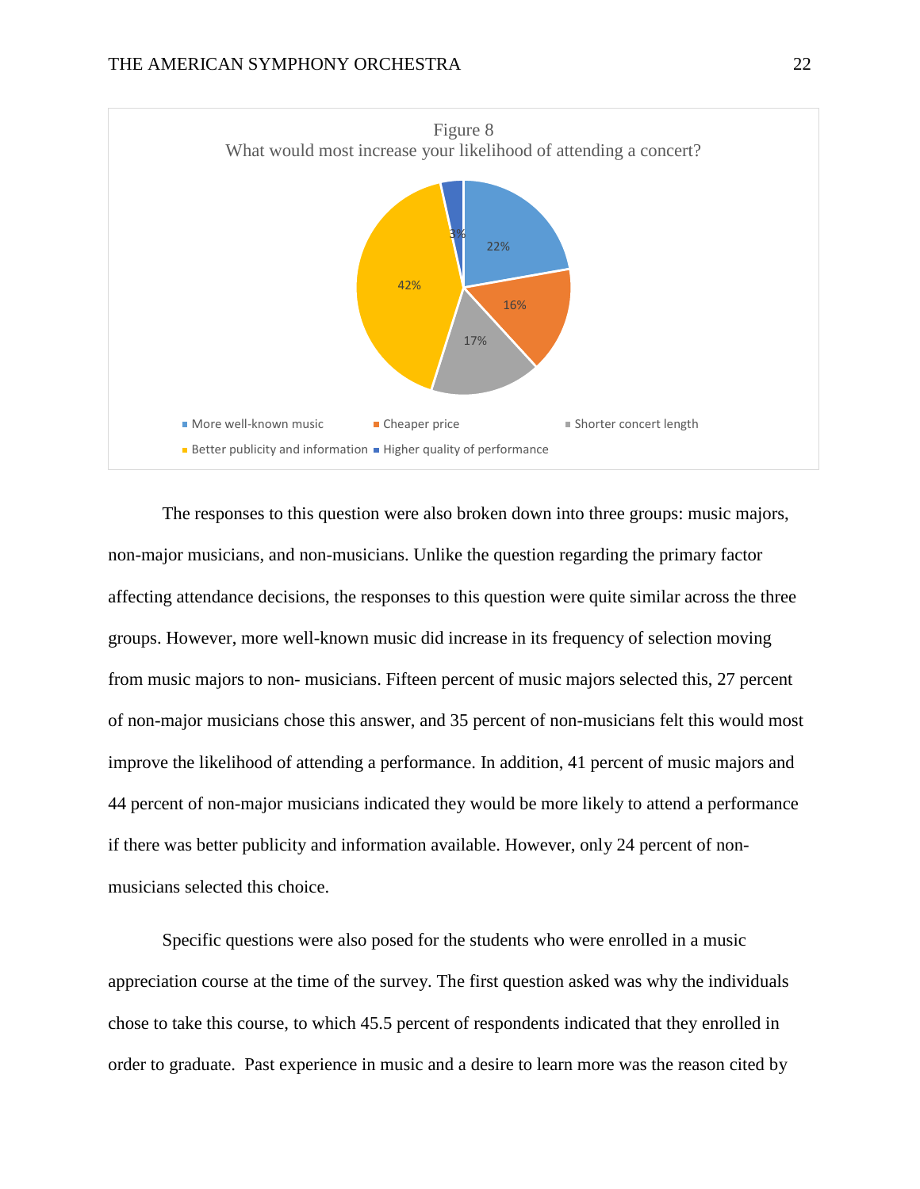Figure 8
What would most increase your likelihood of attending a concert?

| Response | Percent |
| --- | --- |
| More well-known music | 22% |
| Cheaper price | 16% |
| Shorter concert length | 17% |
| Better publicity and information | 42% |
| Higher quality of performance | 3% |

The responses to this question were also broken down into three groups: music majors, non-major musicians, and non-musicians. Unlike the question regarding the primary factor affecting attendance decisions, the responses to this question were quite similar across the three groups. However, more well-known music did increase in its frequency of selection moving from music majors to non- musicians. Fifteen percent of music majors selected this, 27 percent of non-major musicians chose this answer, and 35 percent of non-musicians felt this would most improve the likelihood of attending a performance. In addition, 41 percent of music majors and 44 percent of non-major musicians indicated they would be more likely to attend a performance if there was better publicity and information available. However, only 24 percent of non-musicians selected this choice.

Specific questions were also posed for the students who were enrolled in a music appreciation course at the time of the survey. The first question asked was why the individuals chose to take this course, to which 45.5 percent of respondents indicated that they enrolled in order to graduate. Past experience in music and a desire to learn more was the reason cited by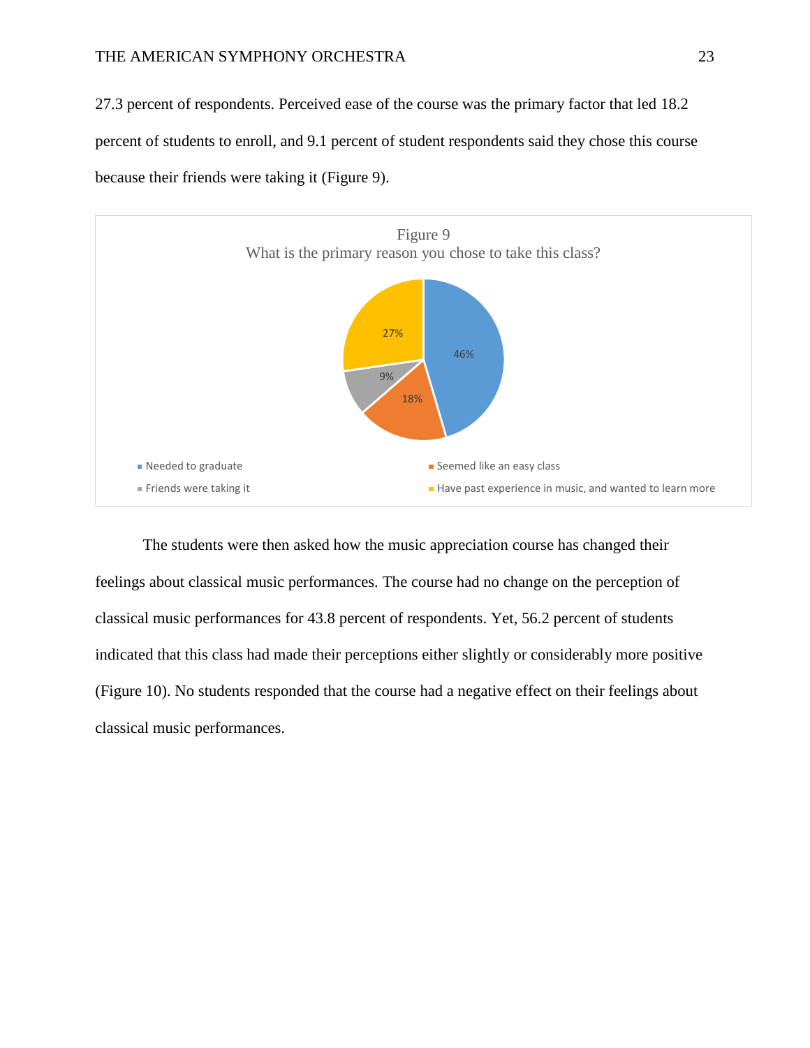27.3 percent of respondents. Perceived ease of the course was the primary factor that led 18.2 percent of students to enroll, and 9.1 percent of student respondents said they chose this course because their friends were taking it (Figure 9).

Figure 9
What is the primary reason you chose to take this class?

| Response | Percent |
| --- | --- |
| Needed to graduate | 46% |
| Seemed like an easy class | 18% |
| Friends were taking it | 9% |
| Have past experience in music, and wanted to learn more | 27% |

The students were then asked how the music appreciation course has changed their feelings about classical music performances. The course had no change on the perception of classical music performances for 43.8 percent of respondents. Yet, 56.2 percent of students indicated that this class had made their perceptions either slightly or considerably more positive (Figure 10). No students responded that the course had a negative effect on their feelings about classical music performances.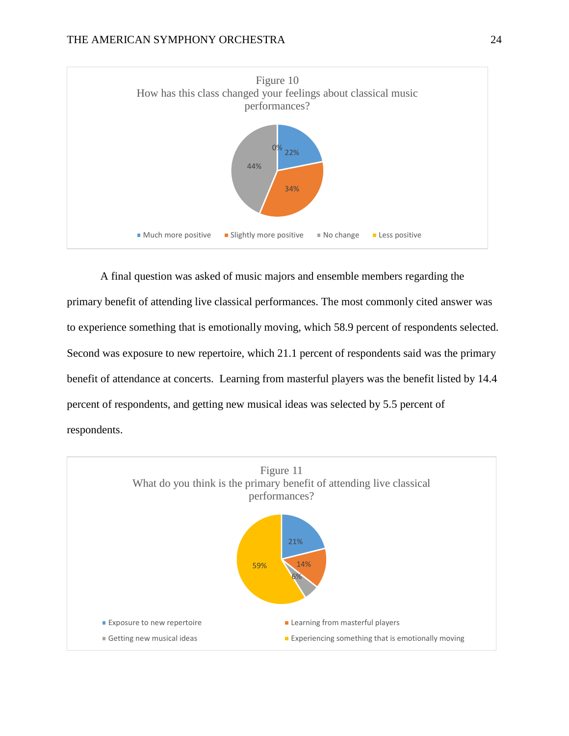Figure 10
How has this class changed your feelings about classical music performances?

- Much more positive: 22%
- Slightly more positive: 34%
- No change: 44%
- Less positive: 0%

A final question was asked of music majors and ensemble members regarding the primary benefit of attending live classical performances. The most commonly cited answer was to experience something that is emotionally moving, which 58.9 percent of respondents selected. Second was exposure to new repertoire, which 21.1 percent of respondents said was the primary benefit of attendance at concerts. Learning from masterful players was the benefit listed by 14.4 percent of respondents, and getting new musical ideas was selected by 5.5 percent of respondents.

Figure 11
What do you think is the primary benefit of attending live classical performances?

- Exposure to new repertoire: 21%
- Learning from masterful players: 14%
- Getting new musical ideas: 6%
- Experiencing something that is emotionally moving: 59%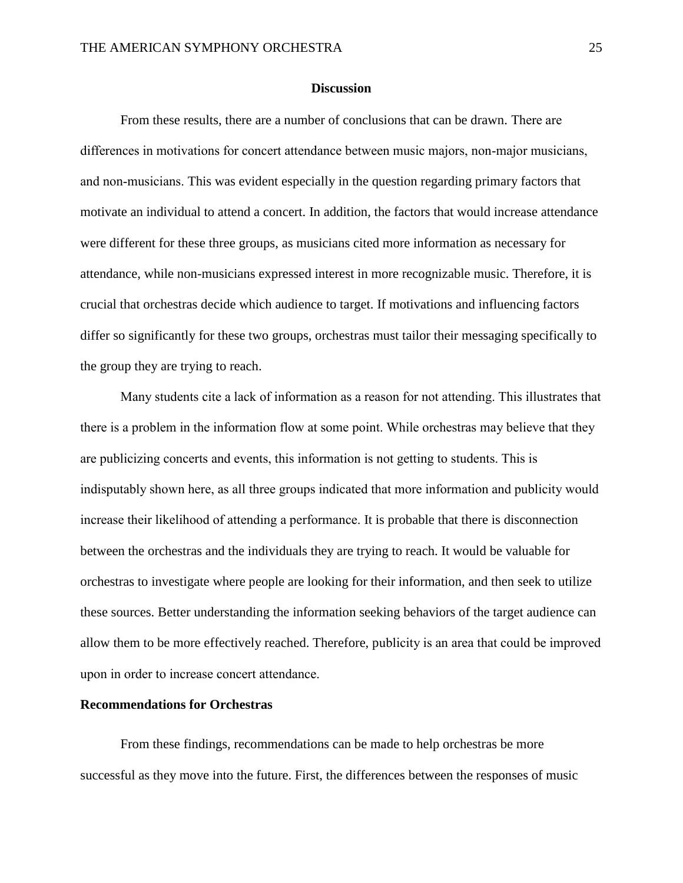## Discussion

From these results, there are a number of conclusions that can be drawn. There are differences in motivations for concert attendance between music majors, non-major musicians, and non-musicians. This was evident especially in the question regarding primary factors that motivate an individual to attend a concert. In addition, the factors that would increase attendance were different for these three groups, as musicians cited more information as necessary for attendance, while non-musicians expressed interest in more recognizable music. Therefore, it is crucial that orchestras decide which audience to target. If motivations and influencing factors differ so significantly for these two groups, orchestras must tailor their messaging specifically to the group they are trying to reach.

Many students cite a lack of information as a reason for not attending. This illustrates that there is a problem in the information flow at some point. While orchestras may believe that they are publicizing concerts and events, this information is not getting to students. This is indisputably shown here, as all three groups indicated that more information and publicity would increase their likelihood of attending a performance. It is probable that there is disconnection between the orchestras and the individuals they are trying to reach. It would be valuable for orchestras to investigate where people are looking for their information, and then seek to utilize these sources. Better understanding the information seeking behaviors of the target audience can allow them to be more effectively reached. Therefore, publicity is an area that could be improved upon in order to increase concert attendance.

### Recommendations for Orchestras

From these findings, recommendations can be made to help orchestras be more successful as they move into the future. First, the differences between the responses of music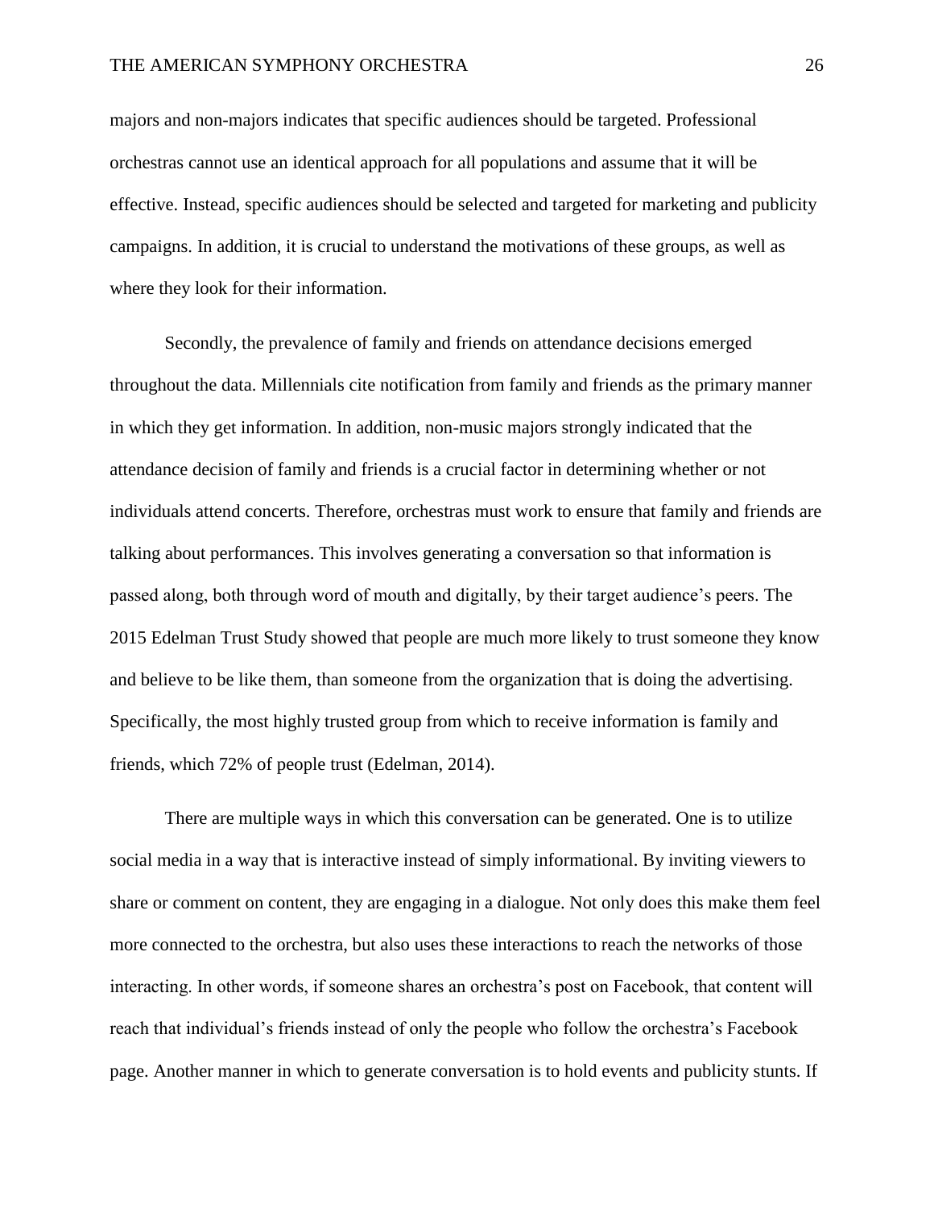majors and non-majors indicates that specific audiences should be targeted. Professional orchestras cannot use an identical approach for all populations and assume that it will be effective. Instead, specific audiences should be selected and targeted for marketing and publicity campaigns. In addition, it is crucial to understand the motivations of these groups, as well as where they look for their information.

Secondly, the prevalence of family and friends on attendance decisions emerged throughout the data. Millennials cite notification from family and friends as the primary manner in which they get information. In addition, non-music majors strongly indicated that the attendance decision of family and friends is a crucial factor in determining whether or not individuals attend concerts. Therefore, orchestras must work to ensure that family and friends are talking about performances. This involves generating a conversation so that information is passed along, both through word of mouth and digitally, by their target audience's peers. The 2015 Edelman Trust Study showed that people are much more likely to trust someone they know and believe to be like them, than someone from the organization that is doing the advertising. Specifically, the most highly trusted group from which to receive information is family and friends, which 72% of people trust (Edelman, 2014).

There are multiple ways in which this conversation can be generated. One is to utilize social media in a way that is interactive instead of simply informational. By inviting viewers to share or comment on content, they are engaging in a dialogue. Not only does this make them feel more connected to the orchestra, but also uses these interactions to reach the networks of those interacting. In other words, if someone shares an orchestra's post on Facebook, that content will reach that individual's friends instead of only the people who follow the orchestra's Facebook page. Another manner in which to generate conversation is to hold events and publicity stunts. If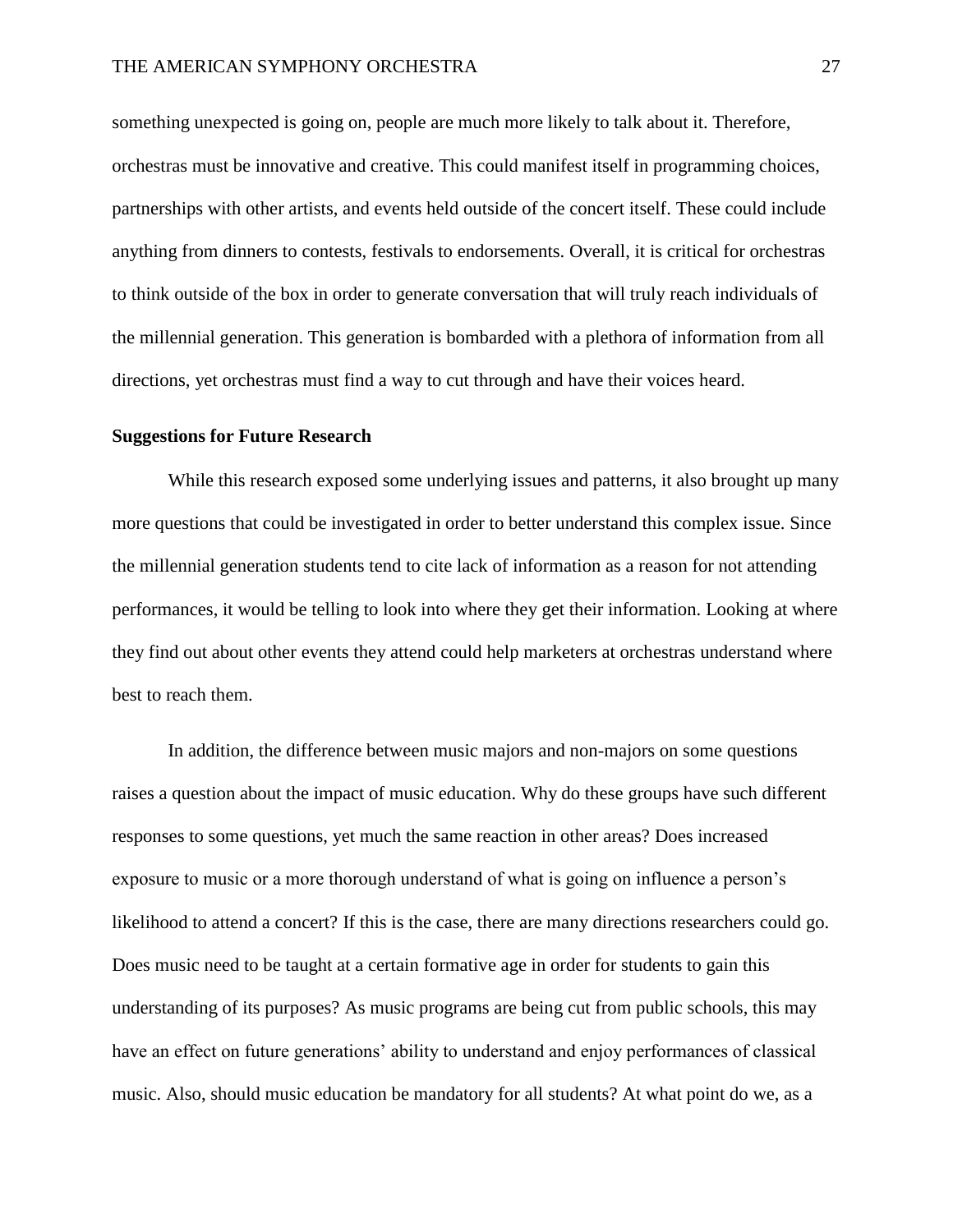something unexpected is going on, people are much more likely to talk about it. Therefore, orchestras must be innovative and creative. This could manifest itself in programming choices, partnerships with other artists, and events held outside of the concert itself. These could include anything from dinners to contests, festivals to endorsements. Overall, it is critical for orchestras to think outside of the box in order to generate conversation that will truly reach individuals of the millennial generation. This generation is bombarded with a plethora of information from all directions, yet orchestras must find a way to cut through and have their voices heard.

**Suggestions for Future Research**

While this research exposed some underlying issues and patterns, it also brought up many more questions that could be investigated in order to better understand this complex issue. Since the millennial generation students tend to cite lack of information as a reason for not attending performances, it would be telling to look into where they get their information. Looking at where they find out about other events they attend could help marketers at orchestras understand where best to reach them.

In addition, the difference between music majors and non-majors on some questions raises a question about the impact of music education. Why do these groups have such different responses to some questions, yet much the same reaction in other areas? Does increased exposure to music or a more thorough understand of what is going on influence a person's likelihood to attend a concert? If this is the case, there are many directions researchers could go. Does music need to be taught at a certain formative age in order for students to gain this understanding of its purposes? As music programs are being cut from public schools, this may have an effect on future generations' ability to understand and enjoy performances of classical music. Also, should music education be mandatory for all students? At what point do we, as a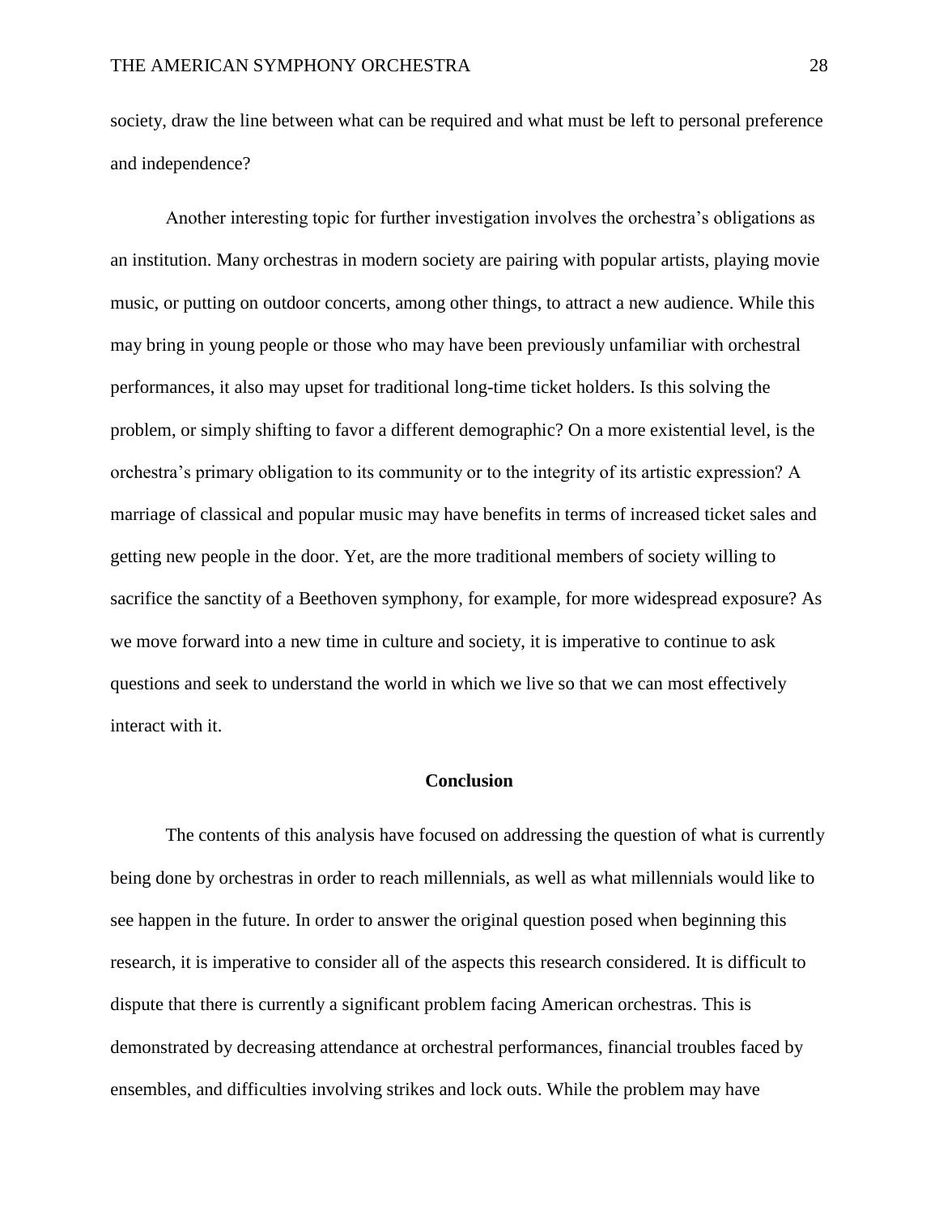society, draw the line between what can be required and what must be left to personal preference and independence?

Another interesting topic for further investigation involves the orchestra's obligations as an institution. Many orchestras in modern society are pairing with popular artists, playing movie music, or putting on outdoor concerts, among other things, to attract a new audience. While this may bring in young people or those who may have been previously unfamiliar with orchestral performances, it also may upset for traditional long-time ticket holders. Is this solving the problem, or simply shifting to favor a different demographic? On a more existential level, is the orchestra's primary obligation to its community or to the integrity of its artistic expression? A marriage of classical and popular music may have benefits in terms of increased ticket sales and getting new people in the door. Yet, are the more traditional members of society willing to sacrifice the sanctity of a Beethoven symphony, for example, for more widespread exposure? As we move forward into a new time in culture and society, it is imperative to continue to ask questions and seek to understand the world in which we live so that we can most effectively interact with it.

## Conclusion

The contents of this analysis have focused on addressing the question of what is currently being done by orchestras in order to reach millennials, as well as what millennials would like to see happen in the future. In order to answer the original question posed when beginning this research, it is imperative to consider all of the aspects this research considered. It is difficult to dispute that there is currently a significant problem facing American orchestras. This is demonstrated by decreasing attendance at orchestral performances, financial troubles faced by ensembles, and difficulties involving strikes and lock outs. While the problem may have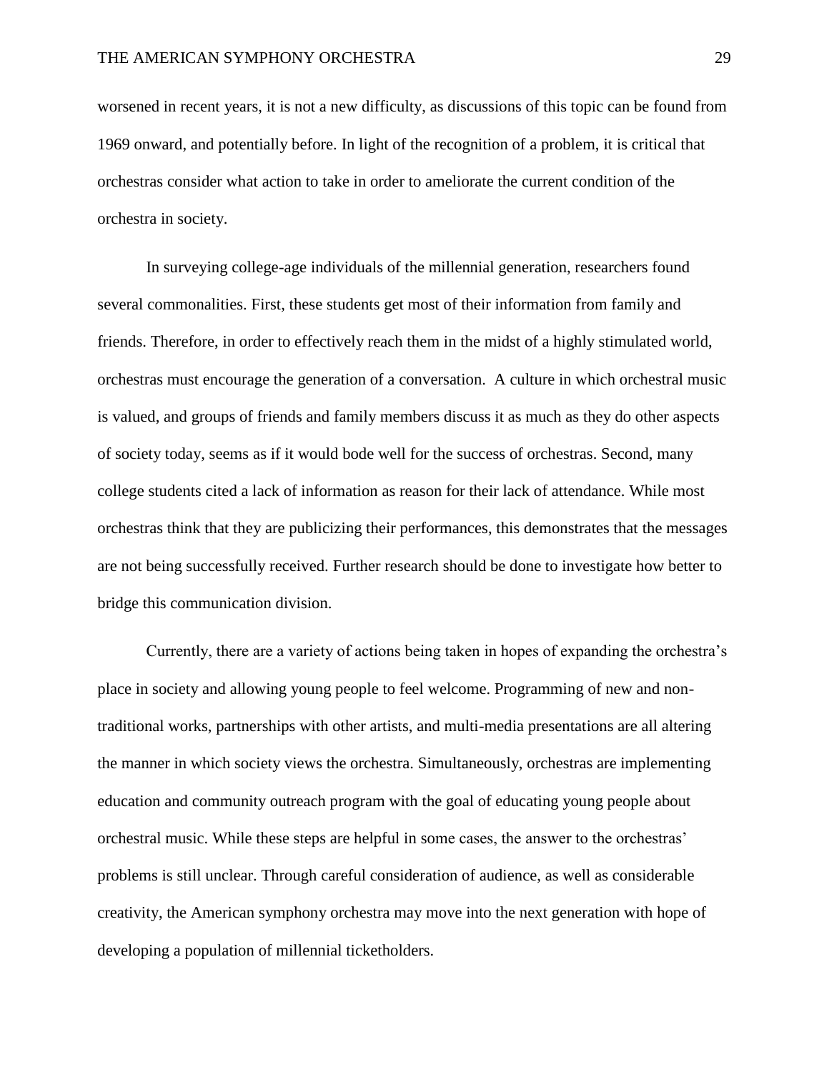worsened in recent years, it is not a new difficulty, as discussions of this topic can be found from 1969 onward, and potentially before. In light of the recognition of a problem, it is critical that orchestras consider what action to take in order to ameliorate the current condition of the orchestra in society.

In surveying college-age individuals of the millennial generation, researchers found several commonalities. First, these students get most of their information from family and friends. Therefore, in order to effectively reach them in the midst of a highly stimulated world, orchestras must encourage the generation of a conversation. A culture in which orchestral music is valued, and groups of friends and family members discuss it as much as they do other aspects of society today, seems as if it would bode well for the success of orchestras. Second, many college students cited a lack of information as reason for their lack of attendance. While most orchestras think that they are publicizing their performances, this demonstrates that the messages are not being successfully received. Further research should be done to investigate how better to bridge this communication division.

Currently, there are a variety of actions being taken in hopes of expanding the orchestra's place in society and allowing young people to feel welcome. Programming of new and non-traditional works, partnerships with other artists, and multi-media presentations are all altering the manner in which society views the orchestra. Simultaneously, orchestras are implementing education and community outreach program with the goal of educating young people about orchestral music. While these steps are helpful in some cases, the answer to the orchestras' problems is still unclear. Through careful consideration of audience, as well as considerable creativity, the American symphony orchestra may move into the next generation with hope of developing a population of millennial ticketholders.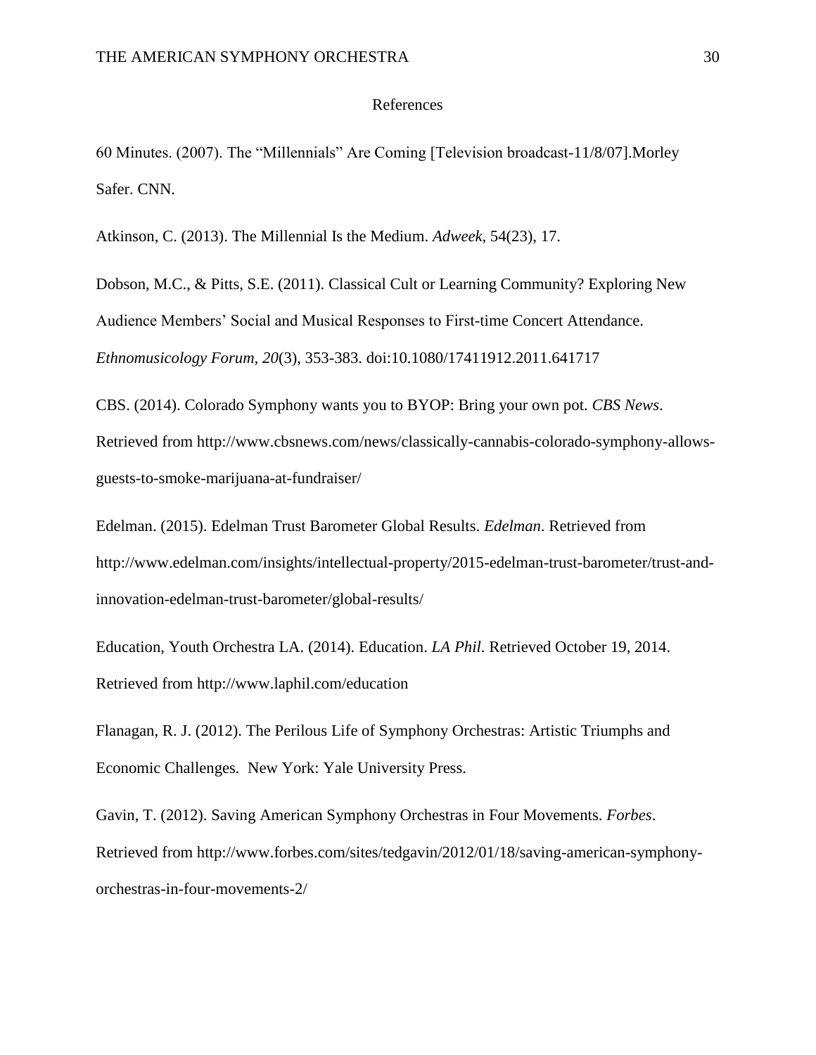# References

60 Minutes. (2007). The "Millennials" Are Coming [Television broadcast-11/8/07].Morley Safer. CNN.

Atkinson, C. (2013). The Millennial Is the Medium. *Adweek*, 54(23), 17.

Dobson, M.C., & Pitts, S.E. (2011). Classical Cult or Learning Community? Exploring New Audience Members' Social and Musical Responses to First-time Concert Attendance. *Ethnomusicology Forum*, *20*(3), 353-383. doi:10.1080/17411912.2011.641717

CBS. (2014). Colorado Symphony wants you to BYOP: Bring your own pot. *CBS News*. Retrieved from http://www.cbsnews.com/news/classically-cannabis-colorado-symphony-allows-guests-to-smoke-marijuana-at-fundraiser/

Edelman. (2015). Edelman Trust Barometer Global Results. *Edelman*. Retrieved from http://www.edelman.com/insights/intellectual-property/2015-edelman-trust-barometer/trust-and-innovation-edelman-trust-barometer/global-results/

Education, Youth Orchestra LA. (2014). Education. *LA Phil*. Retrieved October 19, 2014. Retrieved from http://www.laphil.com/education

Flanagan, R. J. (2012). The Perilous Life of Symphony Orchestras: Artistic Triumphs and Economic Challenges*.* New York: Yale University Press.

Gavin, T. (2012). Saving American Symphony Orchestras in Four Movements. *Forbes*. Retrieved from http://www.forbes.com/sites/tedgavin/2012/01/18/saving-american-symphony-orchestras-in-four-movements-2/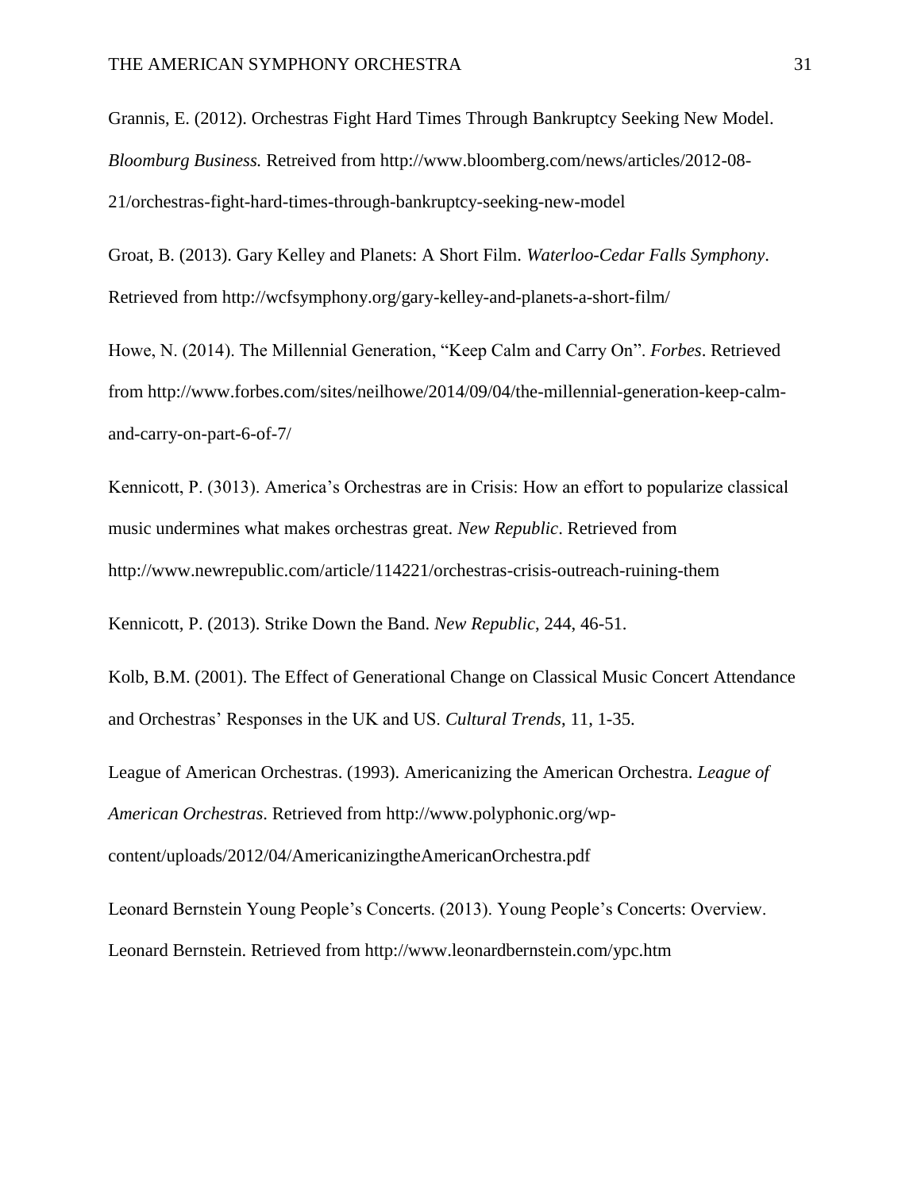Grannis, E. (2012). Orchestras Fight Hard Times Through Bankruptcy Seeking New Model. *Bloomburg Business.* Retreived from http://www.bloomberg.com/news/articles/2012-08-21/orchestras-fight-hard-times-through-bankruptcy-seeking-new-model

Groat, B. (2013). Gary Kelley and Planets: A Short Film. *Waterloo-Cedar Falls Symphony*. Retrieved from http://wcfsymphony.org/gary-kelley-and-planets-a-short-film/

Howe, N. (2014). The Millennial Generation, "Keep Calm and Carry On". *Forbes*. Retrieved from http://www.forbes.com/sites/neilhowe/2014/09/04/the-millennial-generation-keep-calm-and-carry-on-part-6-of-7/

Kennicott, P. (3013). America's Orchestras are in Crisis: How an effort to popularize classical music undermines what makes orchestras great. *New Republic*. Retrieved from http://www.newrepublic.com/article/114221/orchestras-crisis-outreach-ruining-them

Kennicott, P. (2013). Strike Down the Band. *New Republic*, 244, 46-51.

Kolb, B.M. (2001). The Effect of Generational Change on Classical Music Concert Attendance and Orchestras' Responses in the UK and US. *Cultural Trends*, 11, 1-35.

League of American Orchestras. (1993). Americanizing the American Orchestra. *League of American Orchestras*. Retrieved from http://www.polyphonic.org/wp-content/uploads/2012/04/AmericanizingtheAmericanOrchestra.pdf

Leonard Bernstein Young People's Concerts. (2013). Young People's Concerts: Overview. Leonard Bernstein. Retrieved from http://www.leonardbernstein.com/ypc.htm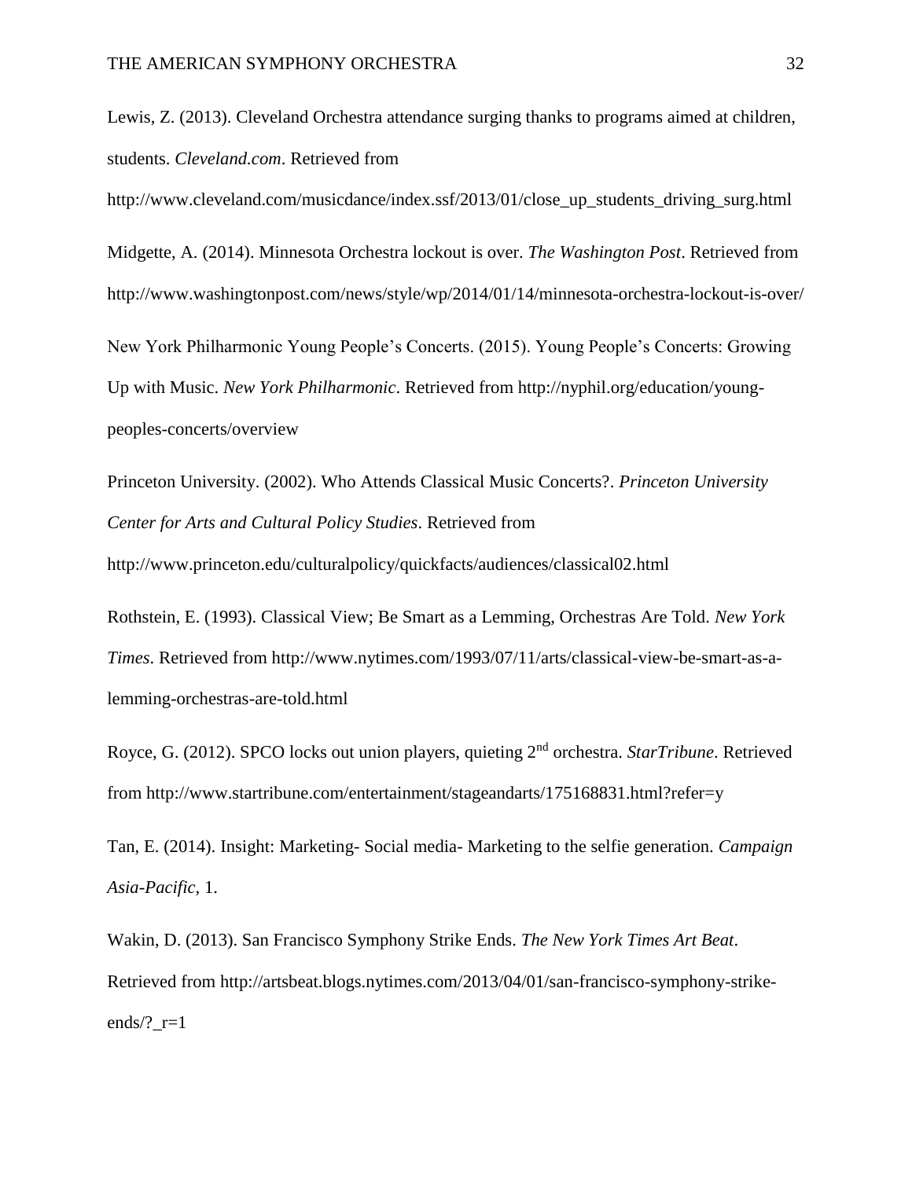Lewis, Z. (2013). Cleveland Orchestra attendance surging thanks to programs aimed at children, students. *Cleveland.com*. Retrieved from http://www.cleveland.com/musicdance/index.ssf/2013/01/close_up_students_driving_surg.html

Midgette, A. (2014). Minnesota Orchestra lockout is over. *The Washington Post*. Retrieved from http://www.washingtonpost.com/news/style/wp/2014/01/14/minnesota-orchestra-lockout-is-over/

New York Philharmonic Young People's Concerts. (2015). Young People's Concerts: Growing Up with Music. *New York Philharmonic*. Retrieved from http://nyphil.org/education/young-peoples-concerts/overview

Princeton University. (2002). Who Attends Classical Music Concerts?. *Princeton University Center for Arts and Cultural Policy Studies*. Retrieved from http://www.princeton.edu/culturalpolicy/quickfacts/audiences/classical02.html

Rothstein, E. (1993). Classical View; Be Smart as a Lemming, Orchestras Are Told. *New York Times*. Retrieved from http://www.nytimes.com/1993/07/11/arts/classical-view-be-smart-as-a-lemming-orchestras-are-told.html

Royce, G. (2012). SPCO locks out union players, quieting 2nd orchestra. *StarTribune*. Retrieved from http://www.startribune.com/entertainment/stageandarts/175168831.html?refer=y

Tan, E. (2014). Insight: Marketing- Social media- Marketing to the selfie generation. *Campaign Asia-Pacific*, 1.

Wakin, D. (2013). San Francisco Symphony Strike Ends. *The New York Times Art Beat*. Retrieved from http://artsbeat.blogs.nytimes.com/2013/04/01/san-francisco-symphony-strike-ends/?_r=1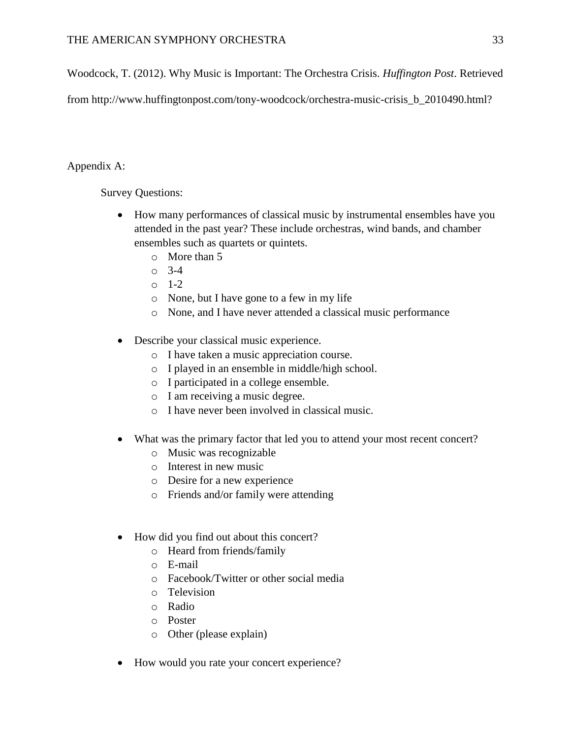Woodcock, T. (2012). Why Music is Important: The Orchestra Crisis. *Huffington Post*. Retrieved from http://www.huffingtonpost.com/tony-woodcock/orchestra-music-crisis_b_2010490.html?

Appendix A:

Survey Questions:

- How many performances of classical music by instrumental ensembles have you attended in the past year? These include orchestras, wind bands, and chamber ensembles such as quartets or quintets.
    - More than 5
    - 3-4
    - 1-2
    - None, but I have gone to a few in my life
    - None, and I have never attended a classical music performance

- Describe your classical music experience.
    - I have taken a music appreciation course.
    - I played in an ensemble in middle/high school.
    - I participated in a college ensemble.
    - I am receiving a music degree.
    - I have never been involved in classical music.

- What was the primary factor that led you to attend your most recent concert?
    - Music was recognizable
    - Interest in new music
    - Desire for a new experience
    - Friends and/or family were attending

- How did you find out about this concert?
    - Heard from friends/family
    - E-mail
    - Facebook/Twitter or other social media
    - Television
    - Radio
    - Poster
    - Other (please explain)

- How would you rate your concert experience?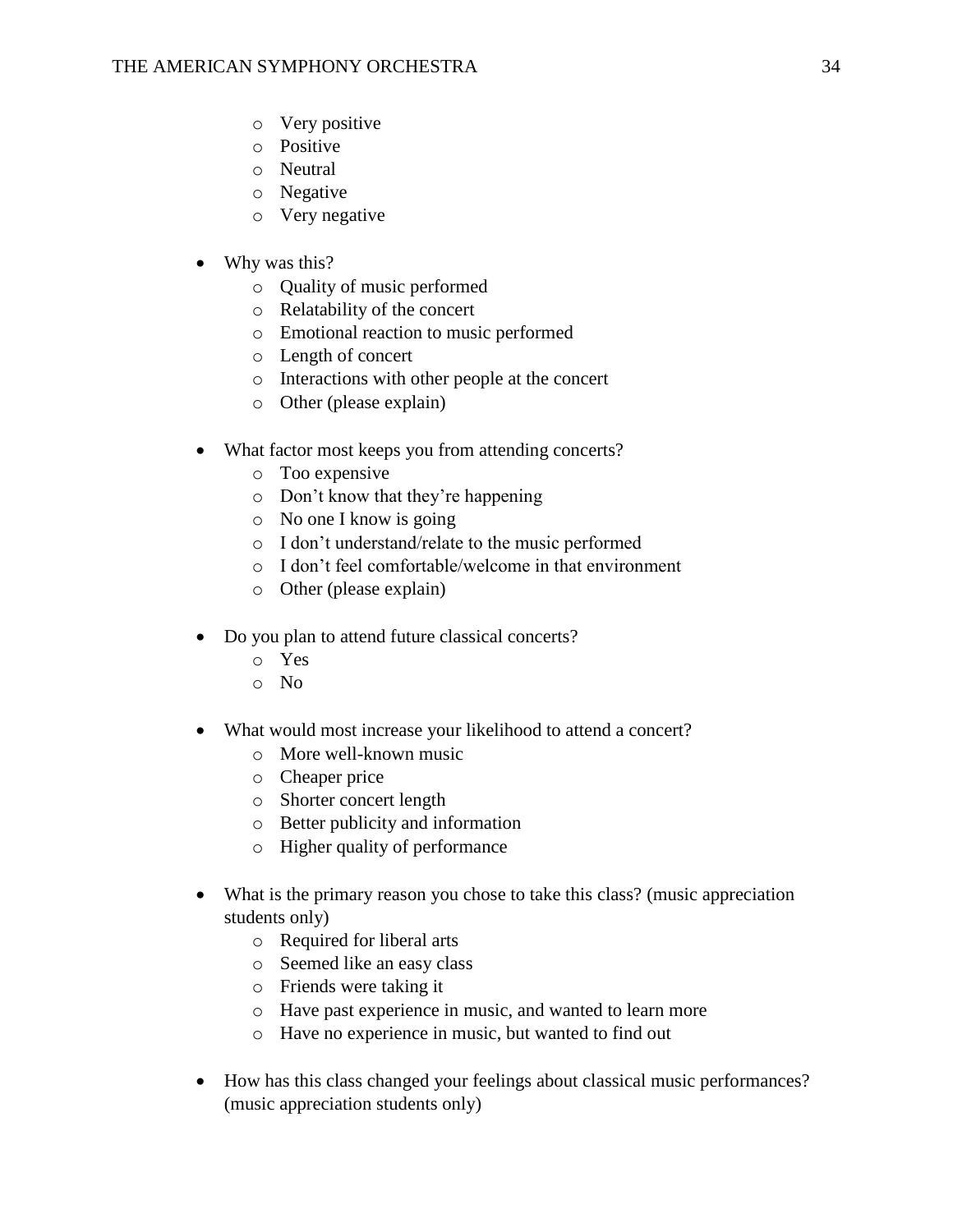- Very positive
- Positive
- Neutral
- Negative
- Very negative

- Why was this?
    - Quality of music performed
    - Relatability of the concert
    - Emotional reaction to music performed
    - Length of concert
    - Interactions with other people at the concert
    - Other (please explain)

- What factor most keeps you from attending concerts?
    - Too expensive
    - Don’t know that they’re happening
    - No one I know is going
    - I don’t understand/relate to the music performed
    - I don’t feel comfortable/welcome in that environment
    - Other (please explain)

- Do you plan to attend future classical concerts?
    - Yes
    - No

- What would most increase your likelihood to attend a concert?
    - More well-known music
    - Cheaper price
    - Shorter concert length
    - Better publicity and information
    - Higher quality of performance

- What is the primary reason you chose to take this class? (music appreciation students only)
    - Required for liberal arts
    - Seemed like an easy class
    - Friends were taking it
    - Have past experience in music, and wanted to learn more
    - Have no experience in music, but wanted to find out

- How has this class changed your feelings about classical music performances? (music appreciation students only)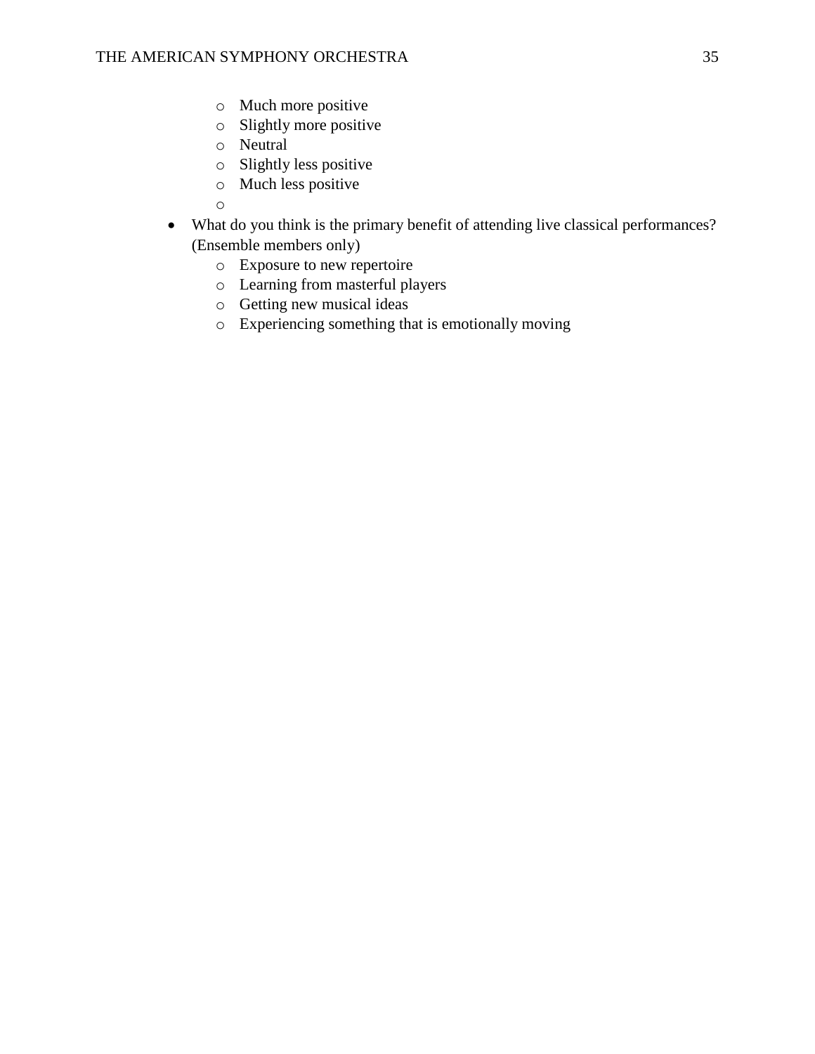- Much more positive
    - Slightly more positive
    - Neutral
    - Slightly less positive
    - Much less positive
    - 
- What do you think is the primary benefit of attending live classical performances? (Ensemble members only)
    - Exposure to new repertoire
    - Learning from masterful players
    - Getting new musical ideas
    - Experiencing something that is emotionally moving